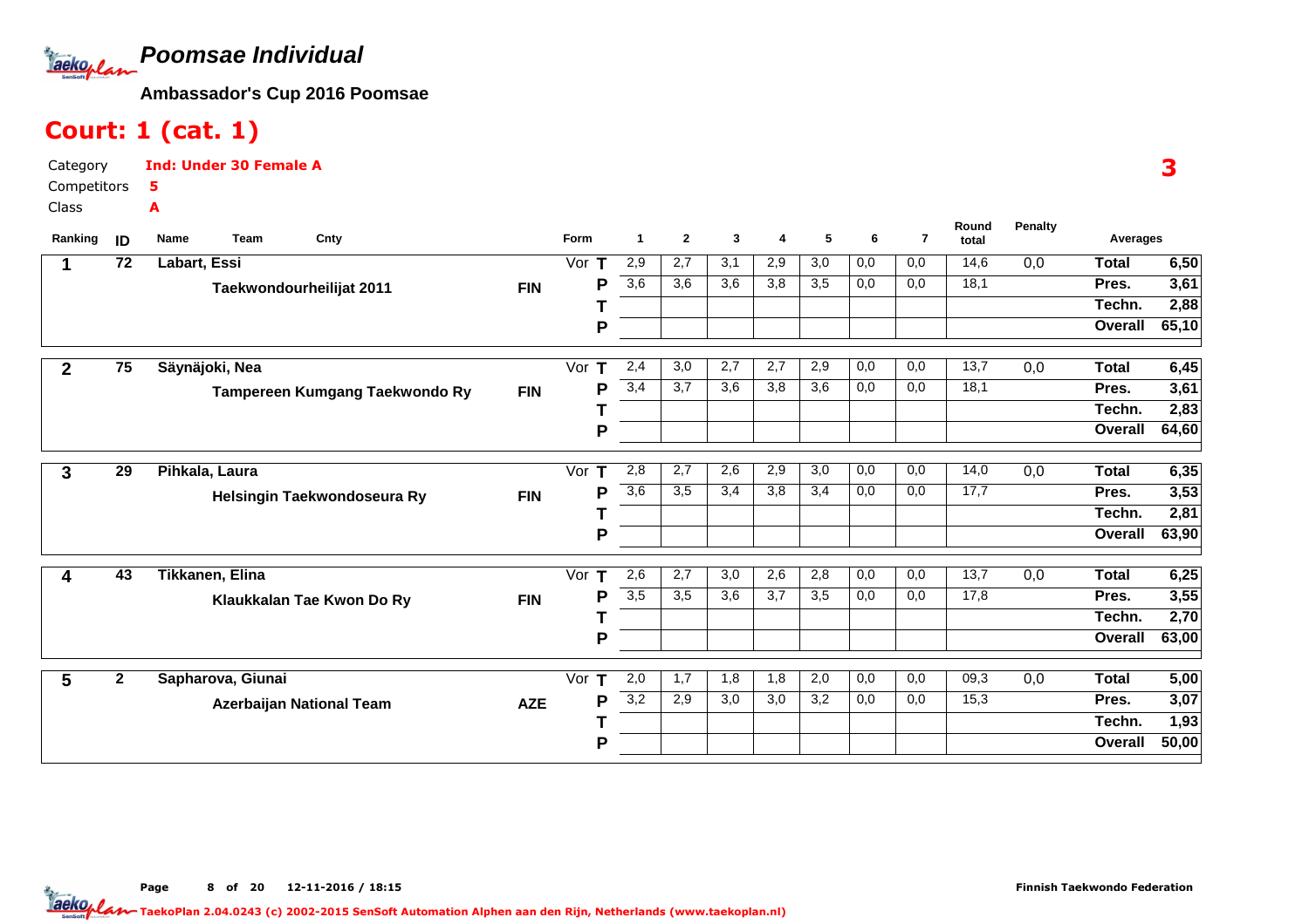# Poomsae Individual

**Ambassador's Cup 2016 Poomsae**

## Court: 1 (cat. 1)

Category **Ind: Under 30 Female A**

Competitors **5**

Class **A**

**3**

| Ranking | ID | Name | Team | Cnty | Form | | 1 | 2 | 3 | 4 | 5 | 6 | 7 | Round total | Penalty | Averages | |
|---|---|---|---|---|---|---|---|---|---|---|---|---|---|---|---|---|---|
| 1 | 72 | Labart, Essi | | | Vor | T | 2,9 | 2,7 | 3,1 | 2,9 | 3,0 | 0,0 | 0,0 | 14,6 | 0,0 | Total | 6,50 |
| | | | Taekwondourheilijat 2011 | FIN | | P | 3,6 | 3,6 | 3,6 | 3,8 | 3,5 | 0,0 | 0,0 | 18,1 | | Pres. | 3,61 |
| | | | | | | T | | | | | | | | | | Techn. | 2,88 |
| | | | | | | P | | | | | | | | | | Overall | 65,10 |
| 2 | 75 | Säynäjoki, Nea | | | Vor | T | 2,4 | 3,0 | 2,7 | 2,7 | 2,9 | 0,0 | 0,0 | 13,7 | 0,0 | Total | 6,45 |
| | | | Tampereen Kumgang Taekwondo Ry | FIN | | P | 3,4 | 3,7 | 3,6 | 3,8 | 3,6 | 0,0 | 0,0 | 18,1 | | Pres. | 3,61 |
| | | | | | | T | | | | | | | | | | Techn. | 2,83 |
| | | | | | | P | | | | | | | | | | Overall | 64,60 |
| 3 | 29 | Pihkala, Laura | | | Vor | T | 2,8 | 2,7 | 2,6 | 2,9 | 3,0 | 0,0 | 0,0 | 14,0 | 0,0 | Total | 6,35 |
| | | | Helsingin Taekwondoseura Ry | FIN | | P | 3,6 | 3,5 | 3,4 | 3,8 | 3,4 | 0,0 | 0,0 | 17,7 | | Pres. | 3,53 |
| | | | | | | T | | | | | | | | | | Techn. | 2,81 |
| | | | | | | P | | | | | | | | | | Overall | 63,90 |
| 4 | 43 | Tikkanen, Elina | | | Vor | T | 2,6 | 2,7 | 3,0 | 2,6 | 2,8 | 0,0 | 0,0 | 13,7 | 0,0 | Total | 6,25 |
| | | | Klaukkalan Tae Kwon Do Ry | FIN | | P | 3,5 | 3,5 | 3,6 | 3,7 | 3,5 | 0,0 | 0,0 | 17,8 | | Pres. | 3,55 |
| | | | | | | T | | | | | | | | | | Techn. | 2,70 |
| | | | | | | P | | | | | | | | | | Overall | 63,00 |
| 5 | 2 | Sapharova, Giunai | | | Vor | T | 2,0 | 1,7 | 1,8 | 1,8 | 2,0 | 0,0 | 0,0 | 09,3 | 0,0 | Total | 5,00 |
| | | | Azerbaijan National Team | AZE | | P | 3,2 | 2,9 | 3,0 | 3,0 | 3,2 | 0,0 | 0,0 | 15,3 | | Pres. | 3,07 |
| | | | | | | T | | | | | | | | | | Techn. | 1,93 |
| | | | | | | P | | | | | | | | | | Overall | 50,00 |

Page 8 of 20 12-11-2016 / 18:15

Finnish Taekwondo Federation

TaekoPlan 2.04.0243 (c) 2002-2015 SenSoft Automation Alphen aan den Rijn, Netherlands (www.taekoplan.nl)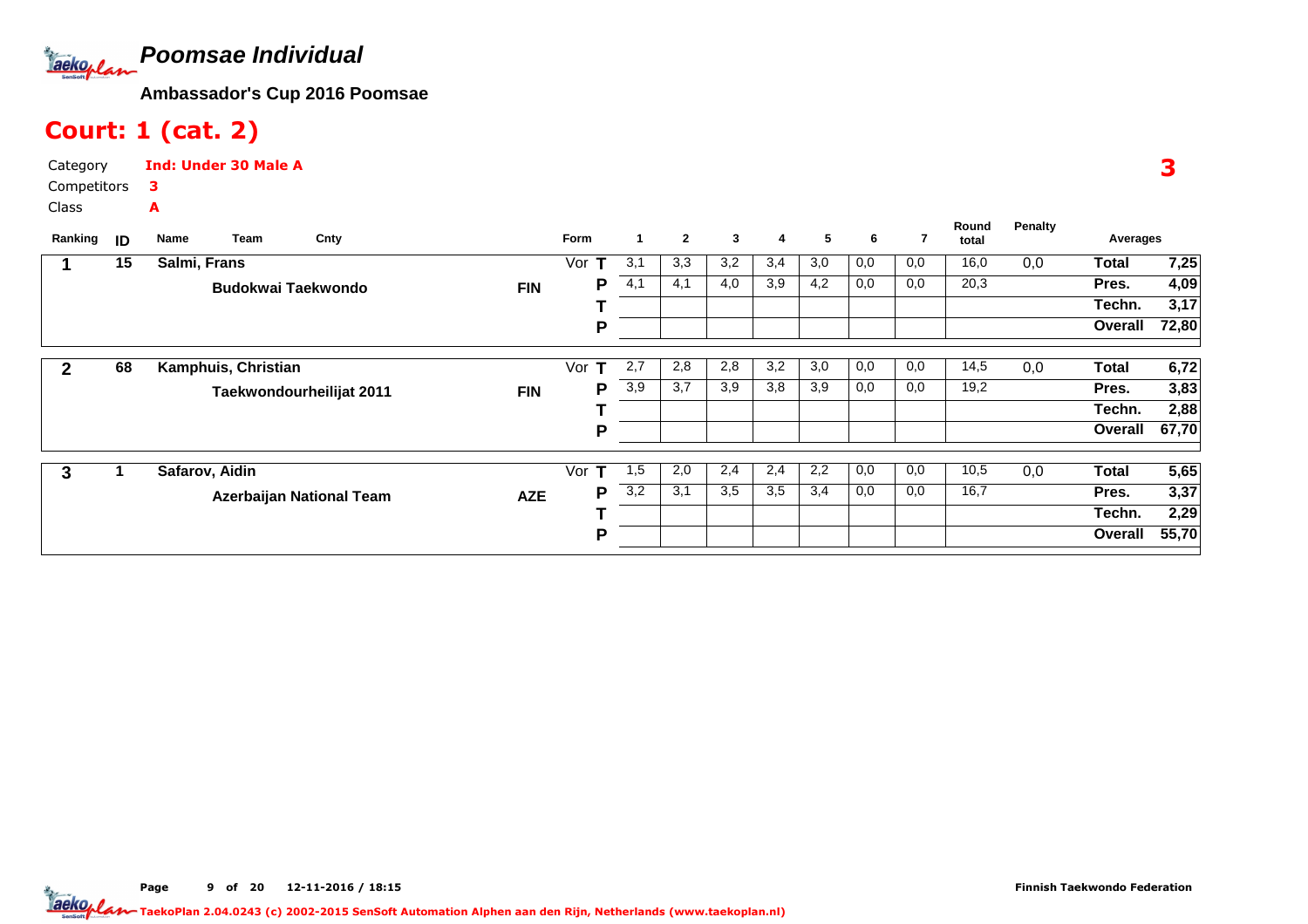# Poomsae Individual

**Ambassador's Cup 2016 Poomsae**

## Court: 1 (cat. 2)

Category **Ind: Under 30 Male A**

Competitors **3**

Class **A**

**3**

| Ranking | ID | Name / Team | Cnty | Form | | 1 | 2 | 3 | 4 | 5 | 6 | 7 | Round total | Penalty | Averages | |
|---|---|---|---|---|---|---|---|---|---|---|---|---|---|---|---|---|
| 1 | 15 | Salmi, Frans | | Vor | T | 3,1 | 3,3 | 3,2 | 3,4 | 3,0 | 0,0 | 0,0 | 16,0 | 0,0 | Total | 7,25 |
| | | Budokwai Taekwondo | FIN | | P | 4,1 | 4,1 | 4,0 | 3,9 | 4,2 | 0,0 | 0,0 | 20,3 | | Pres. | 4,09 |
| | | | | | T | | | | | | | | | | Techn. | 3,17 |
| | | | | | P | | | | | | | | | | Overall | 72,80 |
| 2 | 68 | Kamphuis, Christian | | Vor | T | 2,7 | 2,8 | 2,8 | 3,2 | 3,0 | 0,0 | 0,0 | 14,5 | 0,0 | Total | 6,72 |
| | | Taekwondourheilijat 2011 | FIN | | P | 3,9 | 3,7 | 3,9 | 3,8 | 3,9 | 0,0 | 0,0 | 19,2 | | Pres. | 3,83 |
| | | | | | T | | | | | | | | | | Techn. | 2,88 |
| | | | | | P | | | | | | | | | | Overall | 67,70 |
| 3 | 1 | Safarov, Aidin | | Vor | T | 1,5 | 2,0 | 2,4 | 2,4 | 2,2 | 0,0 | 0,0 | 10,5 | 0,0 | Total | 5,65 |
| | | Azerbaijan National Team | AZE | | P | 3,2 | 3,1 | 3,5 | 3,5 | 3,4 | 0,0 | 0,0 | 16,7 | | Pres. | 3,37 |
| | | | | | T | | | | | | | | | | Techn. | 2,29 |
| | | | | | P | | | | | | | | | | Overall | 55,70 |

Page 9 of 20 12-11-2016 / 18:15 Finnish Taekwondo Federation

TaekoPlan 2.04.0243 (c) 2002-2015 SenSoft Automation Alphen aan den Rijn, Netherlands (www.taekoplan.nl)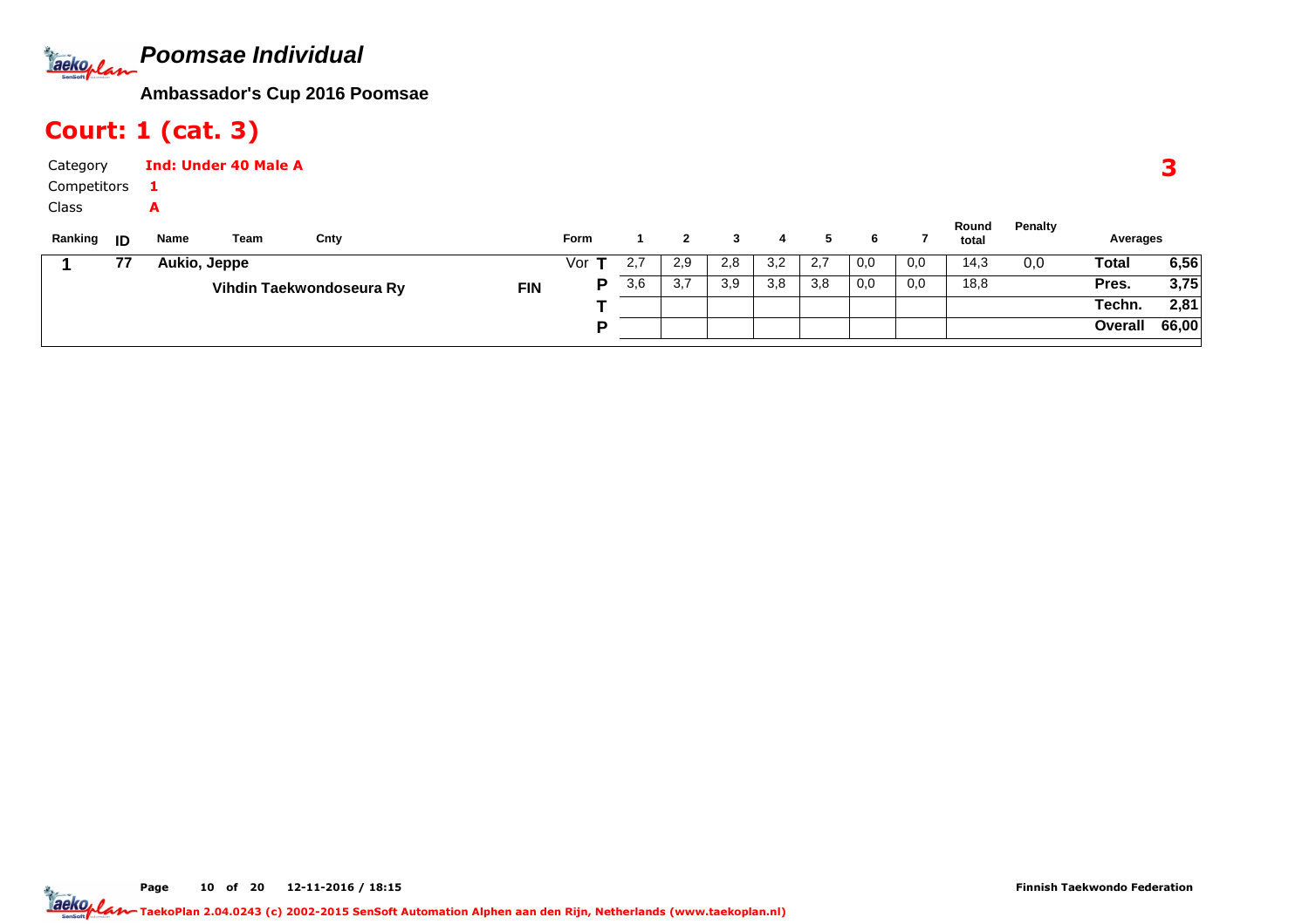# Poomsae Individual

**Ambassador's Cup 2016 Poomsae**

## Court: 1 (cat. 3)

Category **Ind: Under 40 Male A**

Competitors **1**

Class **A**

**3**

| Ranking | ID | Name / Team | Cnty | Form | | 1 | 2 | 3 | 4 | 5 | 6 | 7 | Round total | Penalty | Averages | |
|---|---|---|---|---|---|---|---|---|---|---|---|---|---|---|---|---|
| **1** | **77** | **Aukio, Jeppe** | | Vor | **T** | 2,7 | 2,9 | 2,8 | 3,2 | 2,7 | 0,0 | 0,0 | 14,3 | 0,0 | **Total** | **6,56** |
| | | **Vihdin Taekwondoseura Ry** | **FIN** | | **P** | 3,6 | 3,7 | 3,9 | 3,8 | 3,8 | 0,0 | 0,0 | 18,8 | | **Pres.** | **3,75** |
| | | | | | **T** | | | | | | | | | | **Techn.** | **2,81** |
| | | | | | **P** | | | | | | | | | | **Overall** | **66,00** |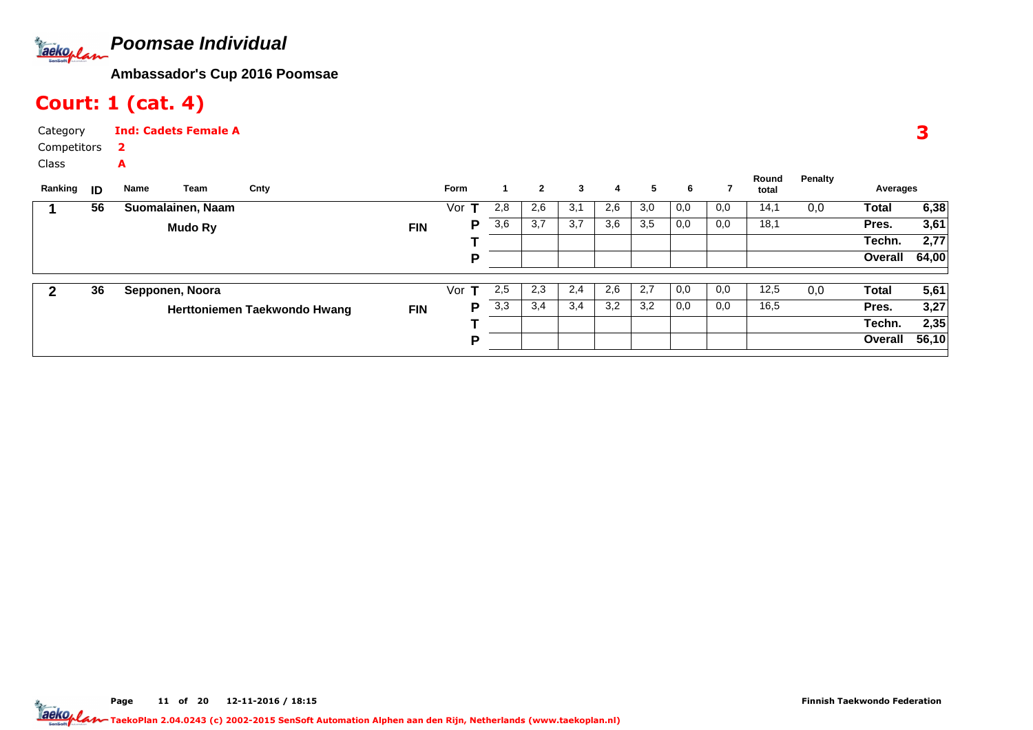# Poomsae Individual

**Ambassador's Cup 2016 Poomsae**

## Court: 1 (cat. 4)

Category **Ind: Cadets Female A**
Competitors **2**
Class **A**

**3**

| Ranking | ID | Name | Team | Cnty | Form | | 1 | 2 | 3 | 4 | 5 | 6 | 7 | Round total | Penalty | Averages | |
|---|---|---|---|---|---|---|---|---|---|---|---|---|---|---|---|---|---|
| **1** | **56** | **Suomalainen, Naam** | | | Vor | **T** | 2,8 | 2,6 | 3,1 | 2,6 | 3,0 | 0,0 | 0,0 | 14,1 | 0,0 | **Total** | **6,38** |
| | | | **Mudo Ry** | **FIN** | | **P** | 3,6 | 3,7 | 3,7 | 3,6 | 3,5 | 0,0 | 0,0 | 18,1 | | **Pres.** | **3,61** |
| | | | | | | **T** | | | | | | | | | | **Techn.** | **2,77** |
| | | | | | | **P** | | | | | | | | | | **Overall** | **64,00** |
| **2** | **36** | **Epponen, Noora** | | | Vor | **T** | 2,5 | 2,3 | 2,4 | 2,6 | 2,7 | 0,0 | 0,0 | 12,5 | 0,0 | **Total** | **5,61** |
| | | | **Herttoniemen Taekwondo Hwang** | **FIN** | | **P** | 3,3 | 3,4 | 3,4 | 3,2 | 3,2 | 0,0 | 0,0 | 16,5 | | **Pres.** | **3,27** |
| | | | | | | **T** | | | | | | | | | | **Techn.** | **2,35** |
| | | | | | | **P** | | | | | | | | | | **Overall** | **56,10** |

Finnish Taekwondo Federation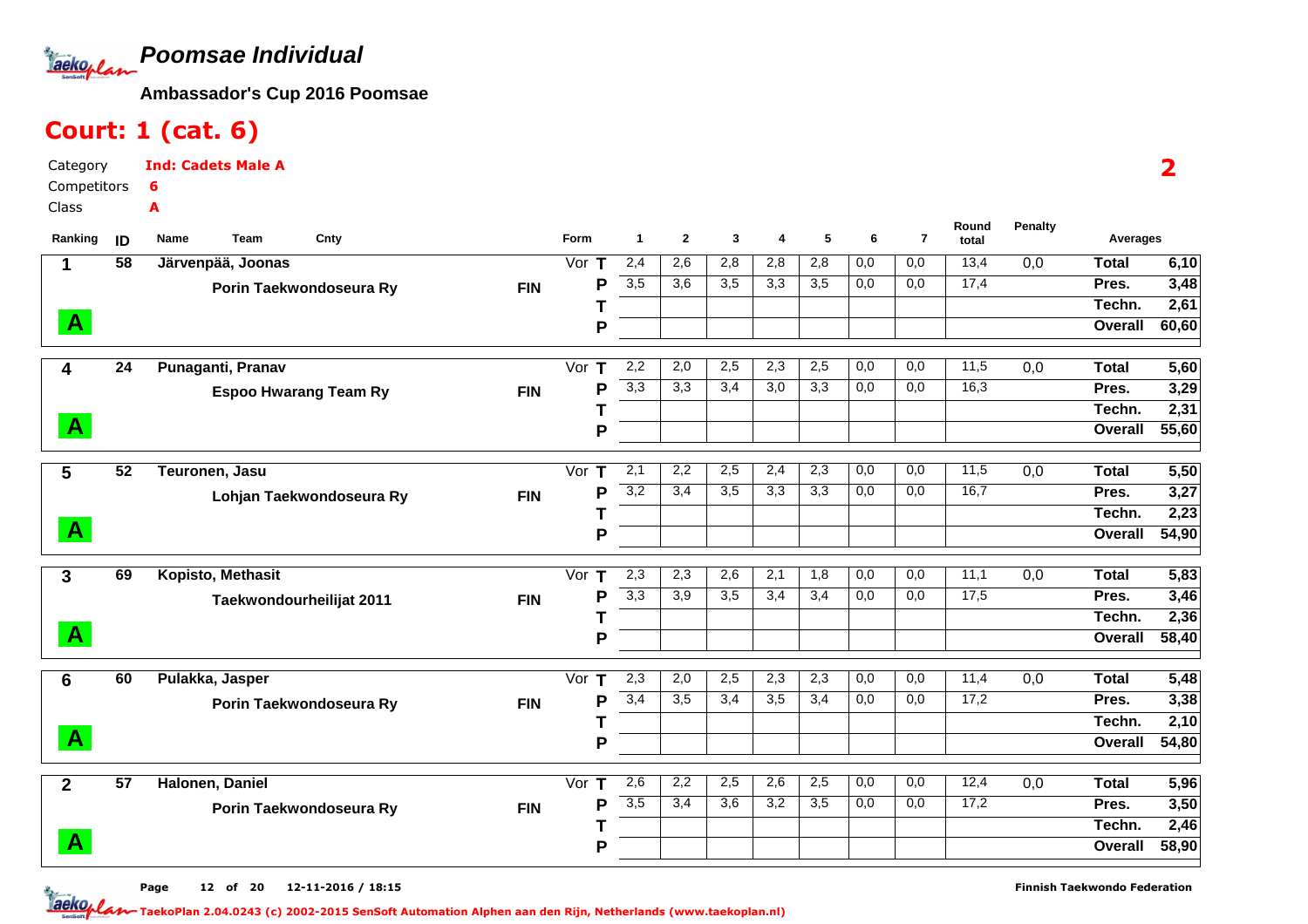# Poomsae Individual

**Ambassador's Cup 2016 Poomsae**

## Court: 1 (cat. 6)

Category **Ind: Cadets Male A**
Competitors **6**
Class **A**

**2**

| Ranking | ID | Name / Team | Cnty | Form | | 1 | 2 | 3 | 4 | 5 | 6 | 7 | Round total | Penalty | Averages | |
|---|---|---|---|---|---|---|---|---|---|---|---|---|---|---|---|---|
| 1 | 58 | Järvenpää, Joonas | | Vor | T | 2,4 | 2,6 | 2,8 | 2,8 | 2,8 | 0,0 | 0,0 | 13,4 | 0,0 | Total | 6,10 |
| | | Porin Taekwondoseura Ry | FIN | | P | 3,5 | 3,6 | 3,5 | 3,3 | 3,5 | 0,0 | 0,0 | 17,4 | | Pres. | 3,48 |
| | | | | | T | | | | | | | | | | Techn. | 2,61 |
| A | | | | | P | | | | | | | | | | Overall | 60,60 |
| 4 | 24 | Punaganti, Pranav | | Vor | T | 2,2 | 2,0 | 2,5 | 2,3 | 2,5 | 0,0 | 0,0 | 11,5 | 0,0 | Total | 5,60 |
| | | Espoo Hwarang Team Ry | FIN | | P | 3,3 | 3,3 | 3,4 | 3,0 | 3,3 | 0,0 | 0,0 | 16,3 | | Pres. | 3,29 |
| | | | | | T | | | | | | | | | | Techn. | 2,31 |
| A | | | | | P | | | | | | | | | | Overall | 55,60 |
| 5 | 52 | Teuronen, Jasu | | Vor | T | 2,1 | 2,2 | 2,5 | 2,4 | 2,3 | 0,0 | 0,0 | 11,5 | 0,0 | Total | 5,50 |
| | | Lohjan Taekwondoseura Ry | FIN | | P | 3,2 | 3,4 | 3,5 | 3,3 | 3,3 | 0,0 | 0,0 | 16,7 | | Pres. | 3,27 |
| | | | | | T | | | | | | | | | | Techn. | 2,23 |
| A | | | | | P | | | | | | | | | | Overall | 54,90 |
| 3 | 69 | Kopisto, Methasit | | Vor | T | 2,3 | 2,3 | 2,6 | 2,1 | 1,8 | 0,0 | 0,0 | 11,1 | 0,0 | Total | 5,83 |
| | | Taekwondourheilijat 2011 | FIN | | P | 3,3 | 3,9 | 3,5 | 3,4 | 3,4 | 0,0 | 0,0 | 17,5 | | Pres. | 3,46 |
| | | | | | T | | | | | | | | | | Techn. | 2,36 |
| A | | | | | P | | | | | | | | | | Overall | 58,40 |
| 6 | 60 | Pulakka, Jasper | | Vor | T | 2,3 | 2,0 | 2,5 | 2,3 | 2,3 | 0,0 | 0,0 | 11,4 | 0,0 | Total | 5,48 |
| | | Porin Taekwondoseura Ry | FIN | | P | 3,4 | 3,5 | 3,4 | 3,5 | 3,4 | 0,0 | 0,0 | 17,2 | | Pres. | 3,38 |
| | | | | | T | | | | | | | | | | Techn. | 2,10 |
| A | | | | | P | | | | | | | | | | Overall | 54,80 |
| 2 | 57 | Halonen, Daniel | | Vor | T | 2,6 | 2,2 | 2,5 | 2,6 | 2,5 | 0,0 | 0,0 | 12,4 | 0,0 | Total | 5,96 |
| | | Porin Taekwondoseura Ry | FIN | | P | 3,5 | 3,4 | 3,6 | 3,2 | 3,5 | 0,0 | 0,0 | 17,2 | | Pres. | 3,50 |
| | | | | | T | | | | | | | | | | Techn. | 2,46 |
| A | | | | | P | | | | | | | | | | Overall | 58,90 |

12-11-2016 / 18:15

Finnish Taekwondo Federation

TaekoPlan 2.04.0243 (c) 2002-2015 SenSoft Automation Alphen aan den Rijn, Netherlands (www.taekoplan.nl)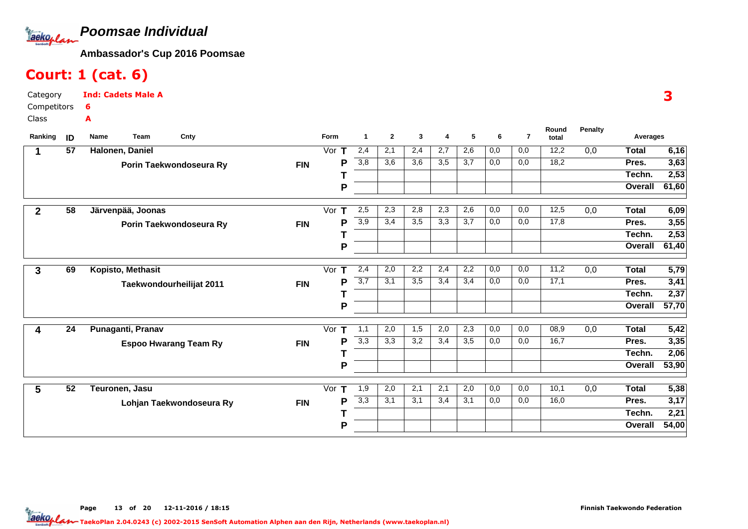# Poomsae Individual

**Ambassador's Cup 2016 Poomsae**

## Court: 1 (cat. 6)

Category **Ind: Cadets Male A**
Competitors **6**
Class **A**

**3**

| Ranking | ID | Name / Team | Cnty | Form | | 1 | 2 | 3 | 4 | 5 | 6 | 7 | Round total | Penalty | Averages | |
|---|---|---|---|---|---|---|---|---|---|---|---|---|---|---|---|---|
| 1 | 57 | Halonen, Daniel | | Vor | T | 2,4 | 2,1 | 2,4 | 2,7 | 2,6 | 0,0 | 0,0 | 12,2 | 0,0 | Total | 6,16 |
| | | Porin Taekwondoseura Ry | FIN | | P | 3,8 | 3,6 | 3,6 | 3,5 | 3,7 | 0,0 | 0,0 | 18,2 | | Pres. | 3,63 |
| | | | | | T | | | | | | | | | | Techn. | 2,53 |
| | | | | | P | | | | | | | | | | Overall | 61,60 |
| 2 | 58 | Järvenpää, Joonas | | Vor | T | 2,5 | 2,3 | 2,8 | 2,3 | 2,6 | 0,0 | 0,0 | 12,5 | 0,0 | Total | 6,09 |
| | | Porin Taekwondoseura Ry | FIN | | P | 3,9 | 3,4 | 3,5 | 3,3 | 3,7 | 0,0 | 0,0 | 17,8 | | Pres. | 3,55 |
| | | | | | T | | | | | | | | | | Techn. | 2,53 |
| | | | | | P | | | | | | | | | | Overall | 61,40 |
| 3 | 69 | Kopisto, Methasit | | Vor | T | 2,4 | 2,0 | 2,2 | 2,4 | 2,2 | 0,0 | 0,0 | 11,2 | 0,0 | Total | 5,79 |
| | | Taekwondourheilijat 2011 | FIN | | P | 3,7 | 3,1 | 3,5 | 3,4 | 3,4 | 0,0 | 0,0 | 17,1 | | Pres. | 3,41 |
| | | | | | T | | | | | | | | | | Techn. | 2,37 |
| | | | | | P | | | | | | | | | | Overall | 57,70 |
| 4 | 24 | Punaganti, Pranav | | Vor | T | 1,1 | 2,0 | 1,5 | 2,0 | 2,3 | 0,0 | 0,0 | 08,9 | 0,0 | Total | 5,42 |
| | | Espoo Hwarang Team Ry | FIN | | P | 3,3 | 3,3 | 3,2 | 3,4 | 3,5 | 0,0 | 0,0 | 16,7 | | Pres. | 3,35 |
| | | | | | T | | | | | | | | | | Techn. | 2,06 |
| | | | | | P | | | | | | | | | | Overall | 53,90 |
| 5 | 52 | Teuronen, Jasu | | Vor | T | 1,9 | 2,0 | 2,1 | 2,1 | 2,0 | 0,0 | 0,0 | 10,1 | 0,0 | Total | 5,38 |
| | | Lohjan Taekwondoseura Ry | FIN | | P | 3,3 | 3,1 | 3,1 | 3,4 | 3,1 | 0,0 | 0,0 | 16,0 | | Pres. | 3,17 |
| | | | | | T | | | | | | | | | | Techn. | 2,21 |
| | | | | | P | | | | | | | | | | Overall | 54,00 |

Finnish Taekwondo Federation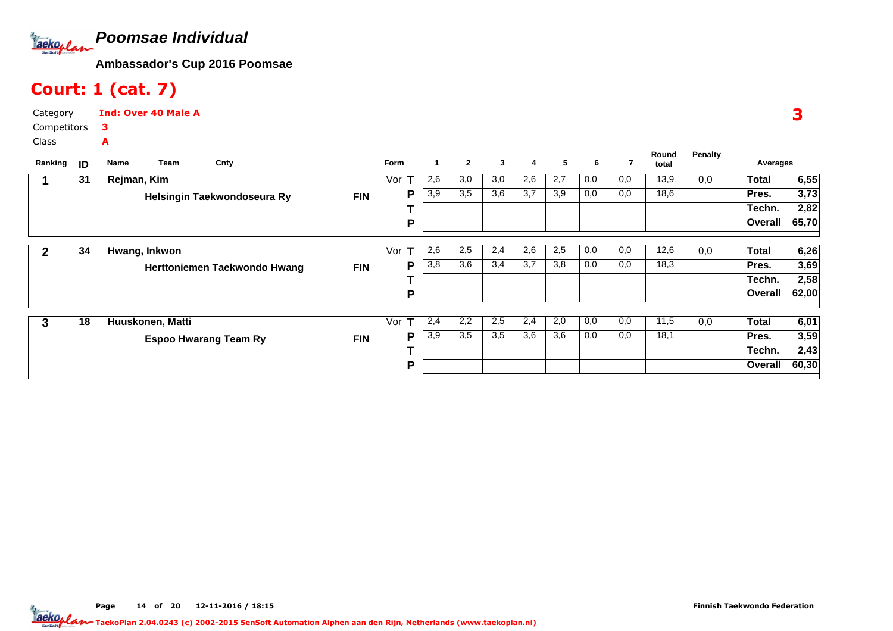# Poomsae Individual

**Ambassador's Cup 2016 Poomsae**

## Court: 1 (cat. 7)

Category **Ind: Over 40 Male A**

Competitors **3**

Class **A**

**3**

| Ranking | ID | Name / Team | Cnty | Form | | 1 | 2 | 3 | 4 | 5 | 6 | 7 | Round total | Penalty | Averages | |
|---|---|---|---|---|---|---|---|---|---|---|---|---|---|---|---|---|
| 1 | 31 | Rejman, Kim | | Vor | T | 2,6 | 3,0 | 3,0 | 2,6 | 2,7 | 0,0 | 0,0 | 13,9 | 0,0 | Total | 6,55 |
| | | Helsingin Taekwondoseura Ry | FIN | | P | 3,9 | 3,5 | 3,6 | 3,7 | 3,9 | 0,0 | 0,0 | 18,6 | | Pres. | 3,73 |
| | | | | | T | | | | | | | | | | Techn. | 2,82 |
| | | | | | P | | | | | | | | | | Overall | 65,70 |
| 2 | 34 | Hwang, Inkwon | | Vor | T | 2,6 | 2,5 | 2,4 | 2,6 | 2,5 | 0,0 | 0,0 | 12,6 | 0,0 | Total | 6,26 |
| | | Herttoniemen Taekwondo Hwang | FIN | | P | 3,8 | 3,6 | 3,4 | 3,7 | 3,8 | 0,0 | 0,0 | 18,3 | | Pres. | 3,69 |
| | | | | | T | | | | | | | | | | Techn. | 2,58 |
| | | | | | P | | | | | | | | | | Overall | 62,00 |
| 3 | 18 | Huuskonen, Matti | | Vor | T | 2,4 | 2,2 | 2,5 | 2,4 | 2,0 | 0,0 | 0,0 | 11,5 | 0,0 | Total | 6,01 |
| | | Espoo Hwarang Team Ry | FIN | | P | 3,9 | 3,5 | 3,5 | 3,6 | 3,6 | 0,0 | 0,0 | 18,1 | | Pres. | 3,59 |
| | | | | | T | | | | | | | | | | Techn. | 2,43 |
| | | | | | P | | | | | | | | | | Overall | 60,30 |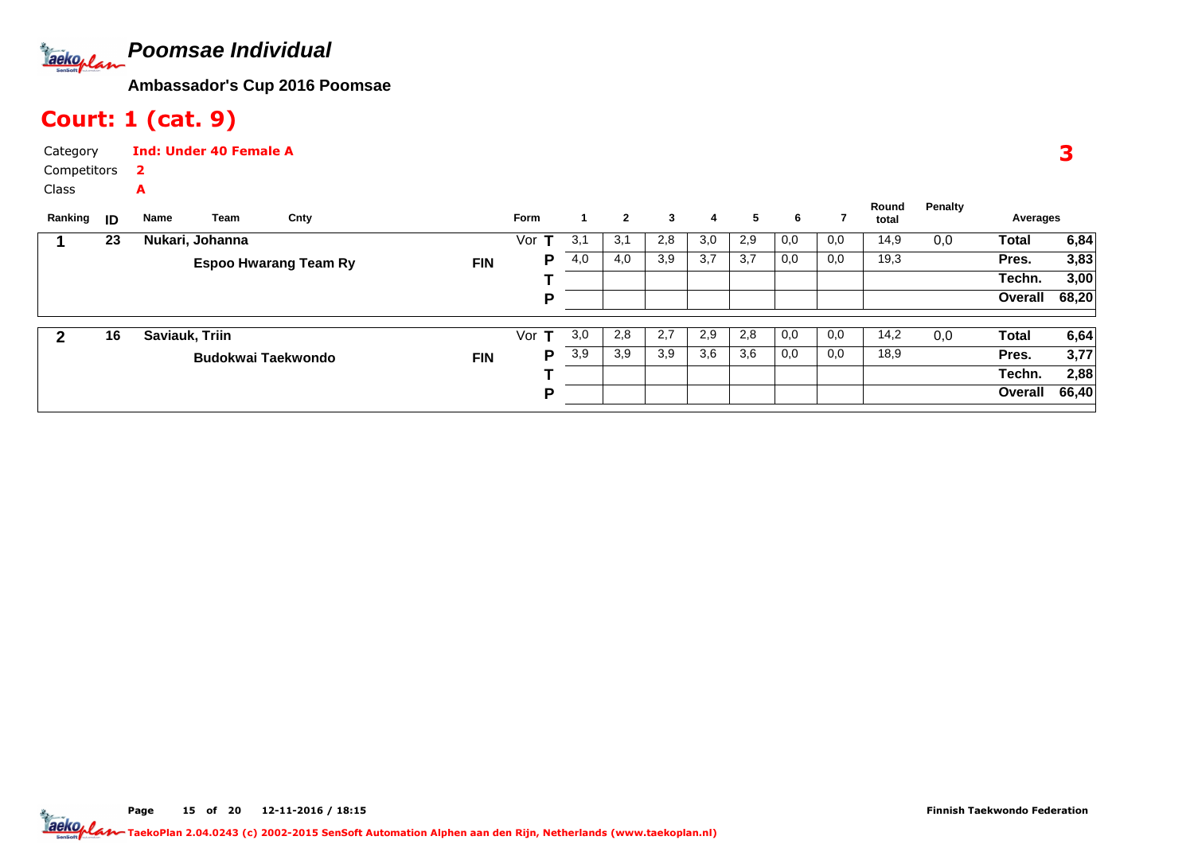# Poomsae Individual

**Ambassador's Cup 2016 Poomsae**

## Court: 1 (cat. 9)

Category **Ind: Under 40 Female A**

Competitors **2**

Class **A**

**3**

| Ranking | ID | Name | Team | Cnty | Form | | 1 | 2 | 3 | 4 | 5 | 6 | 7 | Round total | Penalty | Averages | |
|---|---|---|---|---|---|---|---|---|---|---|---|---|---|---|---|---|---|
| 1 | 23 | Nukari, Johanna | | | Vor | T | 3,1 | 3,1 | 2,8 | 3,0 | 2,9 | 0,0 | 0,0 | 14,9 | 0,0 | Total | 6,84 |
| | | | Espoo Hwarang Team Ry | FIN | | P | 4,0 | 4,0 | 3,9 | 3,7 | 3,7 | 0,0 | 0,0 | 19,3 | | Pres. | 3,83 |
| | | | | | | T | | | | | | | | | | Techn. | 3,00 |
| | | | | | | P | | | | | | | | | | Overall | 68,20 |
| 2 | 16 | Saviauk, Triin | | | Vor | T | 3,0 | 2,8 | 2,7 | 2,9 | 2,8 | 0,0 | 0,0 | 14,2 | 0,0 | Total | 6,64 |
| | | | Budokwai Taekwondo | FIN | | P | 3,9 | 3,9 | 3,9 | 3,6 | 3,6 | 0,0 | 0,0 | 18,9 | | Pres. | 3,77 |
| | | | | | | T | | | | | | | | | | Techn. | 2,88 |
| | | | | | | P | | | | | | | | | | Overall | 66,40 |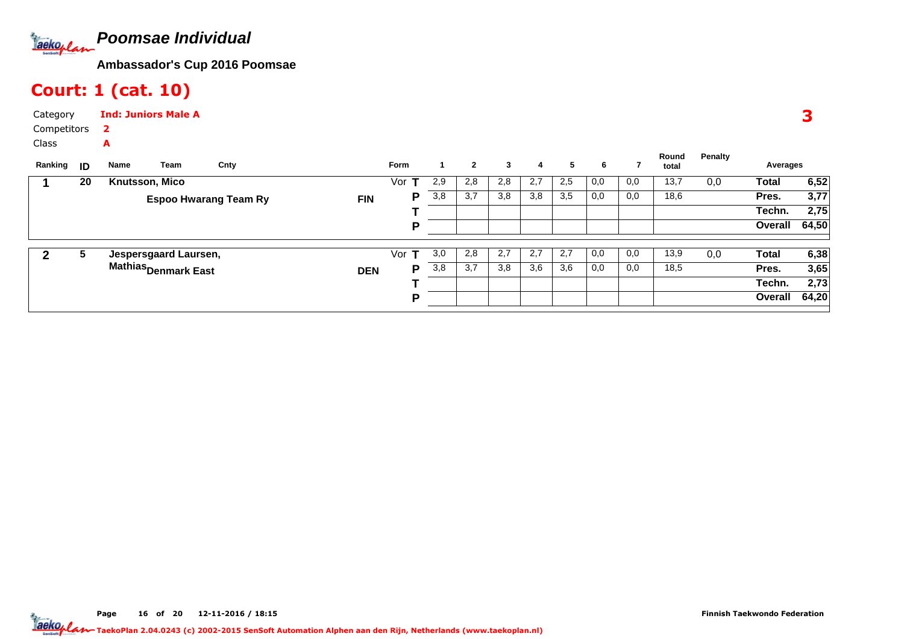# Poomsae Individual

**Ambassador's Cup 2016 Poomsae**

## Court: 1 (cat. 10)

Category **Ind: Juniors Male A**

Competitors **2**

Class **A**

**3**

| Ranking | ID | Name | Team | Cnty | Form | | 1 | 2 | 3 | 4 | 5 | 6 | 7 | Round total | Penalty | Averages | |
|---|---|---|---|---|---|---|---|---|---|---|---|---|---|---|---|---|---|
| 1 | 20 | Knutsson, Mico | Espoo Hwarang Team Ry | FIN | Vor | T | 2,9 | 2,8 | 2,8 | 2,7 | 2,5 | 0,0 | 0,0 | 13,7 | 0,0 | Total | 6,52 |
| | | | | | | P | 3,8 | 3,7 | 3,8 | 3,8 | 3,5 | 0,0 | 0,0 | 18,6 | | Pres. | 3,77 |
| | | | | | | T | | | | | | | | | | Techn. | 2,75 |
| | | | | | | P | | | | | | | | | | Overall | 64,50 |
| 2 | 5 | Jespersgaard Laursen, Mathias | Denmark East | DEN | Vor | T | 3,0 | 2,8 | 2,7 | 2,7 | 2,7 | 0,0 | 0,0 | 13,9 | 0,0 | Total | 6,38 |
| | | | | | | P | 3,8 | 3,7 | 3,8 | 3,6 | 3,6 | 0,0 | 0,0 | 18,5 | | Pres. | 3,65 |
| | | | | | | T | | | | | | | | | | Techn. | 2,73 |
| | | | | | | P | | | | | | | | | | Overall | 64,20 |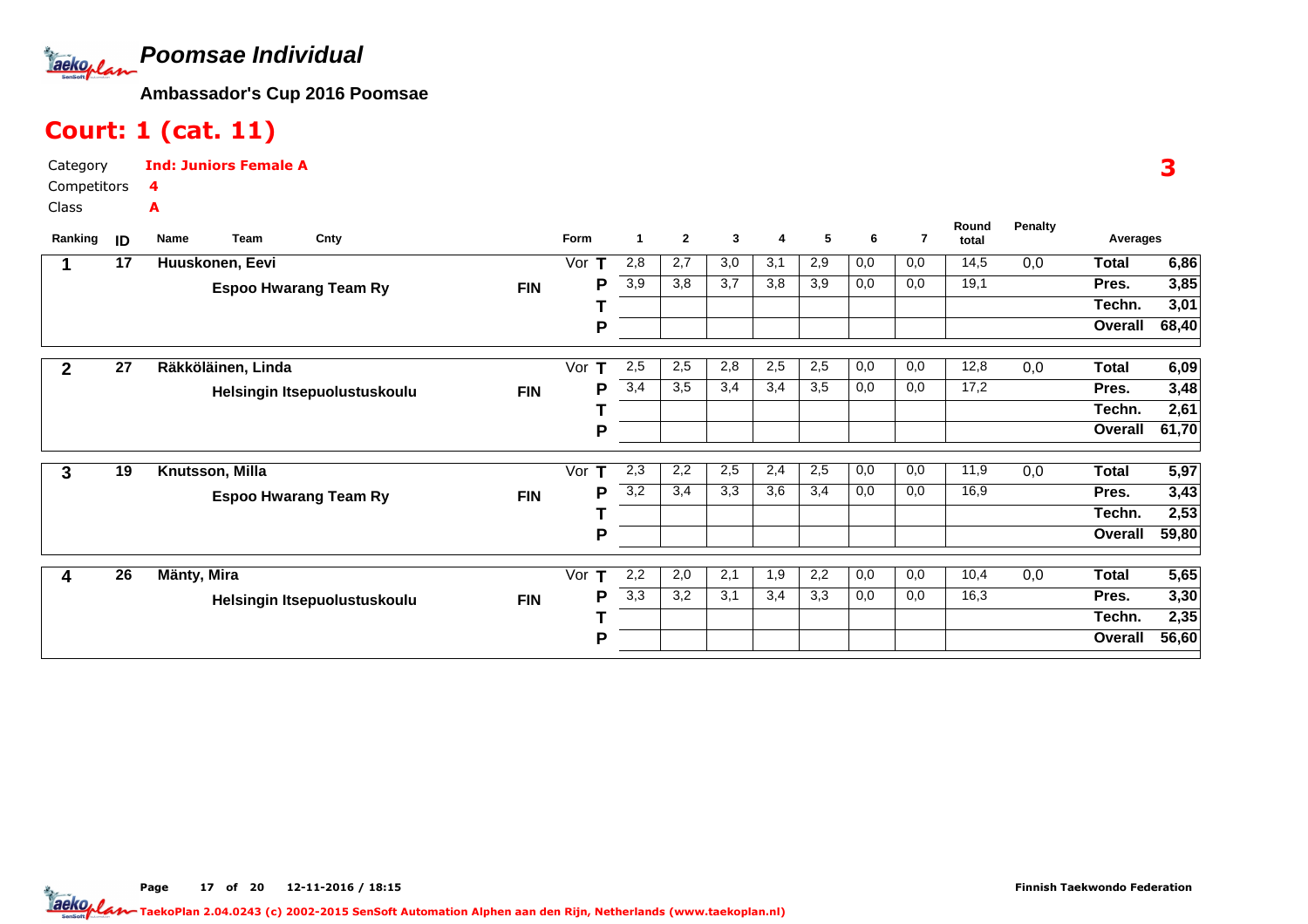# Poomsae Individual

**Ambassador's Cup 2016 Poomsae**

## Court: 1 (cat. 11)

Category **Ind: Juniors Female A**
Competitors **4**
Class **A**

**3**

| Ranking | ID | Name / Team | Cnty | Form | | 1 | 2 | 3 | 4 | 5 | 6 | 7 | Round total | Penalty | Averages | |
|---|---|---|---|---|---|---|---|---|---|---|---|---|---|---|---|---|
| 1 | 17 | Huuskonen, Eevi | | Vor | T | 2,8 | 2,7 | 3,0 | 3,1 | 2,9 | 0,0 | 0,0 | 14,5 | 0,0 | Total | 6,86 |
| | | Espoo Hwarang Team Ry | FIN | | P | 3,9 | 3,8 | 3,7 | 3,8 | 3,9 | 0,0 | 0,0 | 19,1 | | Pres. | 3,85 |
| | | | | | T | | | | | | | | | | Techn. | 3,01 |
| | | | | | P | | | | | | | | | | Overall | 68,40 |
| 2 | 27 | Räkköläinen, Linda | | Vor | T | 2,5 | 2,5 | 2,8 | 2,5 | 2,5 | 0,0 | 0,0 | 12,8 | 0,0 | Total | 6,09 |
| | | Helsingin Itsepuolustuskoulu | FIN | | P | 3,4 | 3,5 | 3,4 | 3,4 | 3,5 | 0,0 | 0,0 | 17,2 | | Pres. | 3,48 |
| | | | | | T | | | | | | | | | | Techn. | 2,61 |
| | | | | | P | | | | | | | | | | Overall | 61,70 |
| 3 | 19 | Knutsson, Milla | | Vor | T | 2,3 | 2,2 | 2,5 | 2,4 | 2,5 | 0,0 | 0,0 | 11,9 | 0,0 | Total | 5,97 |
| | | Espoo Hwarang Team Ry | FIN | | P | 3,2 | 3,4 | 3,3 | 3,6 | 3,4 | 0,0 | 0,0 | 16,9 | | Pres. | 3,43 |
| | | | | | T | | | | | | | | | | Techn. | 2,53 |
| | | | | | P | | | | | | | | | | Overall | 59,80 |
| 4 | 26 | Mänty, Mira | | Vor | T | 2,2 | 2,0 | 2,1 | 1,9 | 2,2 | 0,0 | 0,0 | 10,4 | 0,0 | Total | 5,65 |
| | | Helsingin Itsepuolustuskoulu | FIN | | P | 3,3 | 3,2 | 3,1 | 3,4 | 3,3 | 0,0 | 0,0 | 16,3 | | Pres. | 3,30 |
| | | | | | T | | | | | | | | | | Techn. | 2,35 |
| | | | | | P | | | | | | | | | | Overall | 56,60 |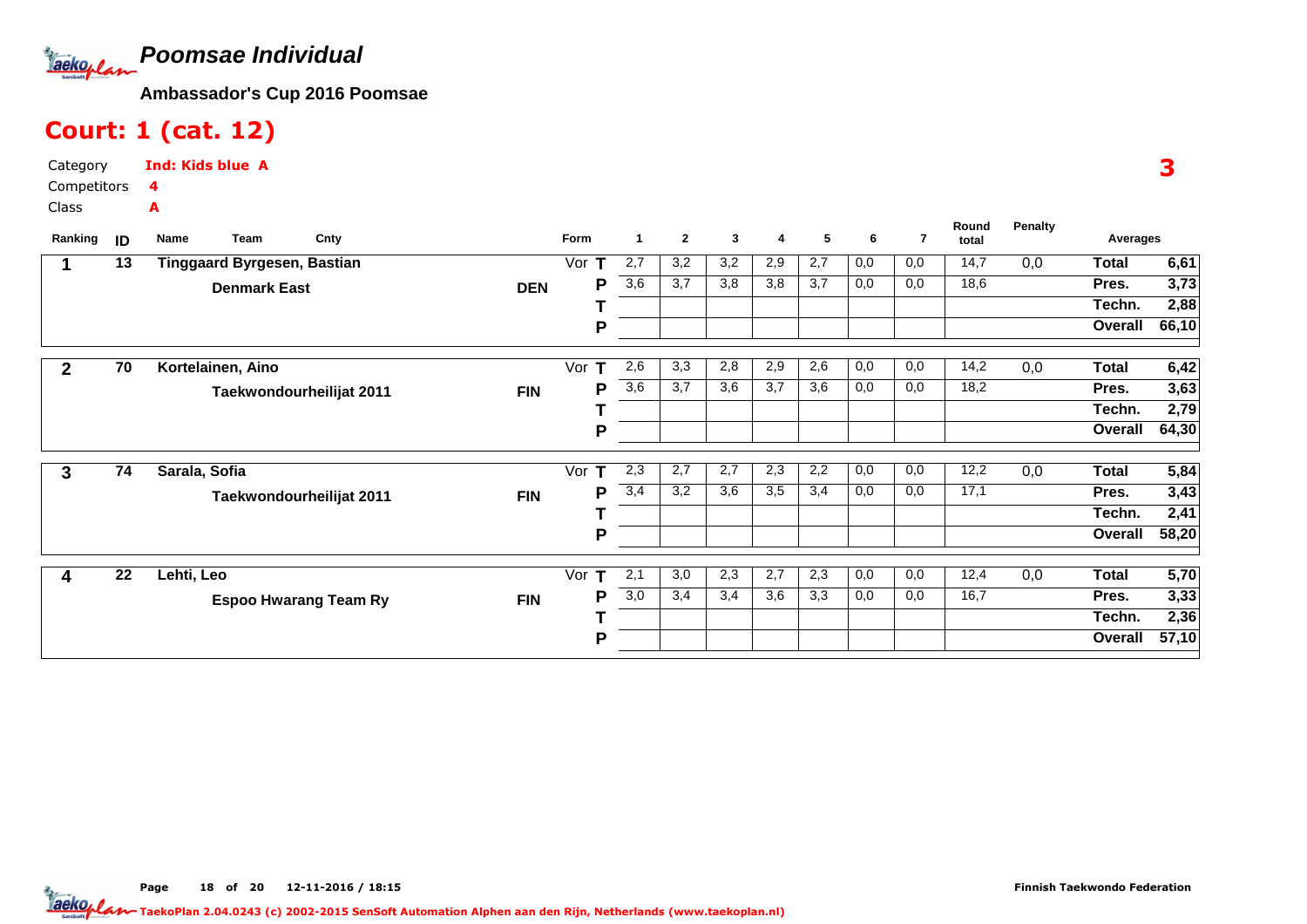# Poomsae Individual

**Ambassador's Cup 2016 Poomsae**

## Court: 1 (cat. 12)

Category **Ind: Kids blue A**

Competitors **4**

Class **A**

**3**

| Ranking | ID | Name / Team | Cnty | Form | | 1 | 2 | 3 | 4 | 5 | 6 | 7 | Round total | Penalty | Averages | |
|---|---|---|---|---|---|---|---|---|---|---|---|---|---|---|---|---|
| 1 | 13 | Tinggaard Byrgesen, Bastian | | Vor | T | 2,7 | 3,2 | 3,2 | 2,9 | 2,7 | 0,0 | 0,0 | 14,7 | 0,0 | Total | 6,61 |
| | | Denmark East | DEN | | P | 3,6 | 3,7 | 3,8 | 3,8 | 3,7 | 0,0 | 0,0 | 18,6 | | Pres. | 3,73 |
| | | | | | T | | | | | | | | | | Techn. | 2,88 |
| | | | | | P | | | | | | | | | | Overall | 66,10 |
| 2 | 70 | Kortelainen, Aino | | Vor | T | 2,6 | 3,3 | 2,8 | 2,9 | 2,6 | 0,0 | 0,0 | 14,2 | 0,0 | Total | 6,42 |
| | | Taekwondourheilijat 2011 | FIN | | P | 3,6 | 3,7 | 3,6 | 3,7 | 3,6 | 0,0 | 0,0 | 18,2 | | Pres. | 3,63 |
| | | | | | T | | | | | | | | | | Techn. | 2,79 |
| | | | | | P | | | | | | | | | | Overall | 64,30 |
| 3 | 74 | Sarala, Sofia | | Vor | T | 2,3 | 2,7 | 2,7 | 2,3 | 2,2 | 0,0 | 0,0 | 12,2 | 0,0 | Total | 5,84 |
| | | Taekwondourheilijat 2011 | FIN | | P | 3,4 | 3,2 | 3,6 | 3,5 | 3,4 | 0,0 | 0,0 | 17,1 | | Pres. | 3,43 |
| | | | | | T | | | | | | | | | | Techn. | 2,41 |
| | | | | | P | | | | | | | | | | Overall | 58,20 |
| 4 | 22 | Lehti, Leo | | Vor | T | 2,1 | 3,0 | 2,3 | 2,7 | 2,3 | 0,0 | 0,0 | 12,4 | 0,0 | Total | 5,70 |
| | | Espoo Hwarang Team Ry | FIN | | P | 3,0 | 3,4 | 3,4 | 3,6 | 3,3 | 0,0 | 0,0 | 16,7 | | Pres. | 3,33 |
| | | | | | T | | | | | | | | | | Techn. | 2,36 |
| | | | | | P | | | | | | | | | | Overall | 57,10 |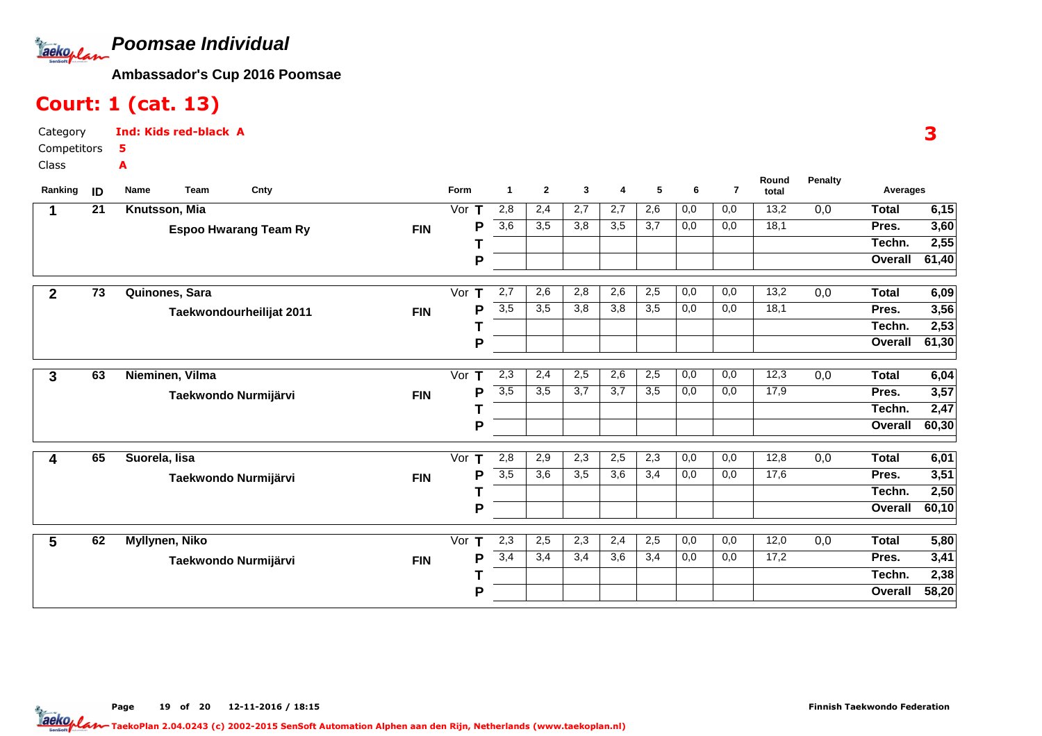# Poomsae Individual

**Ambassador's Cup 2016 Poomsae**

## Court: 1 (cat. 13)

Category **Ind: Kids red-black A**

Competitors **5**

Class **A**

**3**

| Ranking | ID | Name / Team | Cnty | Form | | 1 | 2 | 3 | 4 | 5 | 6 | 7 | Round total | Penalty | Averages | |
|---|---|---|---|---|---|---|---|---|---|---|---|---|---|---|---|---|
| 1 | 21 | Knutsson, Mia | | Vor | T | 2,8 | 2,4 | 2,7 | 2,7 | 2,6 | 0,0 | 0,0 | 13,2 | 0,0 | Total | 6,15 |
| | | Espoo Hwarang Team Ry | FIN | | P | 3,6 | 3,5 | 3,8 | 3,5 | 3,7 | 0,0 | 0,0 | 18,1 | | Pres. | 3,60 |
| | | | | | T | | | | | | | | | | Techn. | 2,55 |
| | | | | | P | | | | | | | | | | Overall | 61,40 |
| 2 | 73 | Quinones, Sara | | Vor | T | 2,7 | 2,6 | 2,8 | 2,6 | 2,5 | 0,0 | 0,0 | 13,2 | 0,0 | Total | 6,09 |
| | | Taekwondourheilijat 2011 | FIN | | P | 3,5 | 3,5 | 3,8 | 3,8 | 3,5 | 0,0 | 0,0 | 18,1 | | Pres. | 3,56 |
| | | | | | T | | | | | | | | | | Techn. | 2,53 |
| | | | | | P | | | | | | | | | | Overall | 61,30 |
| 3 | 63 | Nieminen, Vilma | | Vor | T | 2,3 | 2,4 | 2,5 | 2,6 | 2,5 | 0,0 | 0,0 | 12,3 | 0,0 | Total | 6,04 |
| | | Taekwondo Nurmijärvi | FIN | | P | 3,5 | 3,5 | 3,7 | 3,7 | 3,5 | 0,0 | 0,0 | 17,9 | | Pres. | 3,57 |
| | | | | | T | | | | | | | | | | Techn. | 2,47 |
| | | | | | P | | | | | | | | | | Overall | 60,30 |
| 4 | 65 | Suorela, Iisa | | Vor | T | 2,8 | 2,9 | 2,3 | 2,5 | 2,3 | 0,0 | 0,0 | 12,8 | 0,0 | Total | 6,01 |
| | | Taekwondo Nurmijärvi | FIN | | P | 3,5 | 3,6 | 3,5 | 3,6 | 3,4 | 0,0 | 0,0 | 17,6 | | Pres. | 3,51 |
| | | | | | T | | | | | | | | | | Techn. | 2,50 |
| | | | | | P | | | | | | | | | | Overall | 60,10 |
| 5 | 62 | Myllynen, Niko | | Vor | T | 2,3 | 2,5 | 2,3 | 2,4 | 2,5 | 0,0 | 0,0 | 12,0 | 0,0 | Total | 5,80 |
| | | Taekwondo Nurmijärvi | FIN | | P | 3,4 | 3,4 | 3,4 | 3,6 | 3,4 | 0,0 | 0,0 | 17,2 | | Pres. | 3,41 |
| | | | | | T | | | | | | | | | | Techn. | 2,38 |
| | | | | | P | | | | | | | | | | Overall | 58,20 |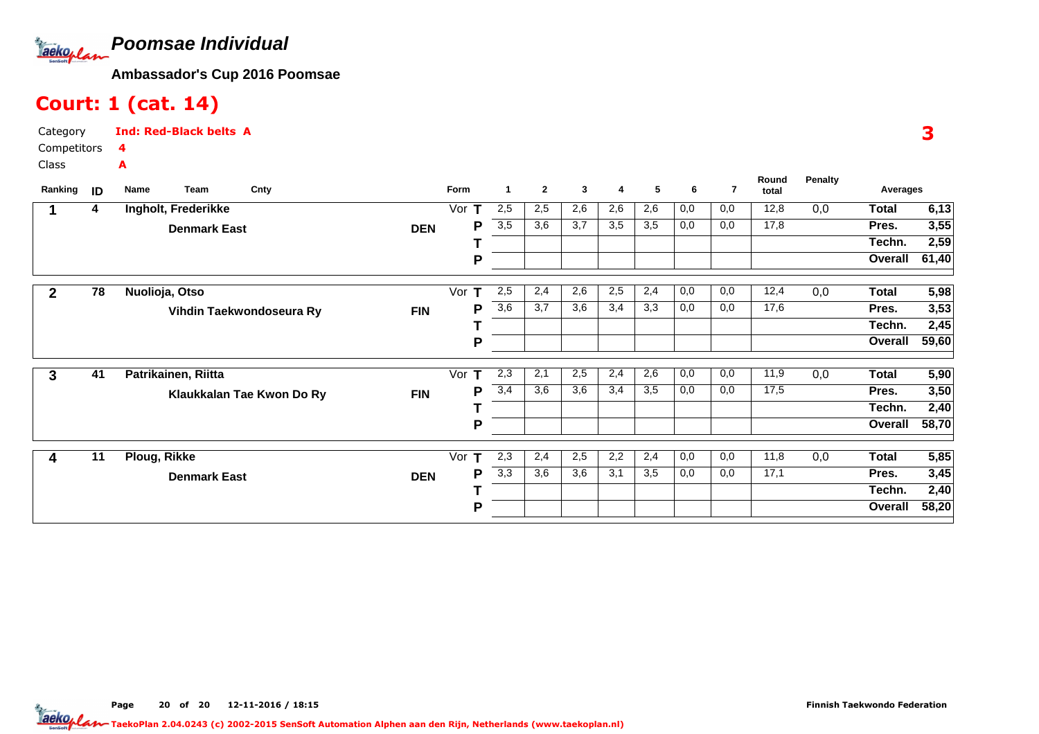# Poomsae Individual

**Ambassador's Cup 2016 Poomsae**

## Court: 1 (cat. 14)

Category: **Ind: Red-Black belts A**
Competitors: **4**
Class: **A**

**3**

| Ranking | ID | Name / Team | Cnty | Form | | 1 | 2 | 3 | 4 | 5 | 6 | 7 | Round total | Penalty | Averages | |
|---|---|---|---|---|---|---|---|---|---|---|---|---|---|---|---|---|
| 1 | 4 | Ingholt, Frederikke | | Vor | T | 2,5 | 2,5 | 2,6 | 2,6 | 2,6 | 0,0 | 0,0 | 12,8 | 0,0 | Total | 6,13 |
| | | Denmark East | DEN | | P | 3,5 | 3,6 | 3,7 | 3,5 | 3,5 | 0,0 | 0,0 | 17,8 | | Pres. | 3,55 |
| | | | | | T | | | | | | | | | | Techn. | 2,59 |
| | | | | | P | | | | | | | | | | Overall | 61,40 |
| 2 | 78 | Nuolioja, Otso | | Vor | T | 2,5 | 2,4 | 2,6 | 2,5 | 2,4 | 0,0 | 0,0 | 12,4 | 0,0 | Total | 5,98 |
| | | Vihdin Taekwondoseura Ry | FIN | | P | 3,6 | 3,7 | 3,6 | 3,4 | 3,3 | 0,0 | 0,0 | 17,6 | | Pres. | 3,53 |
| | | | | | T | | | | | | | | | | Techn. | 2,45 |
| | | | | | P | | | | | | | | | | Overall | 59,60 |
| 3 | 41 | Patrikainen, Riitta | | Vor | T | 2,3 | 2,1 | 2,5 | 2,4 | 2,6 | 0,0 | 0,0 | 11,9 | 0,0 | Total | 5,90 |
| | | Klaukkalan Tae Kwon Do Ry | FIN | | P | 3,4 | 3,6 | 3,6 | 3,4 | 3,5 | 0,0 | 0,0 | 17,5 | | Pres. | 3,50 |
| | | | | | T | | | | | | | | | | Techn. | 2,40 |
| | | | | | P | | | | | | | | | | Overall | 58,70 |
| 4 | 11 | Ploug, Rikke | | Vor | T | 2,3 | 2,4 | 2,5 | 2,2 | 2,4 | 0,0 | 0,0 | 11,8 | 0,0 | Total | 5,85 |
| | | Denmark East | DEN | | P | 3,3 | 3,6 | 3,6 | 3,1 | 3,5 | 0,0 | 0,0 | 17,1 | | Pres. | 3,45 |
| | | | | | T | | | | | | | | | | Techn. | 2,40 |
| | | | | | P | | | | | | | | | | Overall | 58,20 |

12-11-2016 / 18:15 — Finnish Taekwondo Federation

TaekoPlan 2.04.0243 (c) 2002-2015 SenSoft Automation Alphen aan den Rijn, Netherlands (www.taekoplan.nl)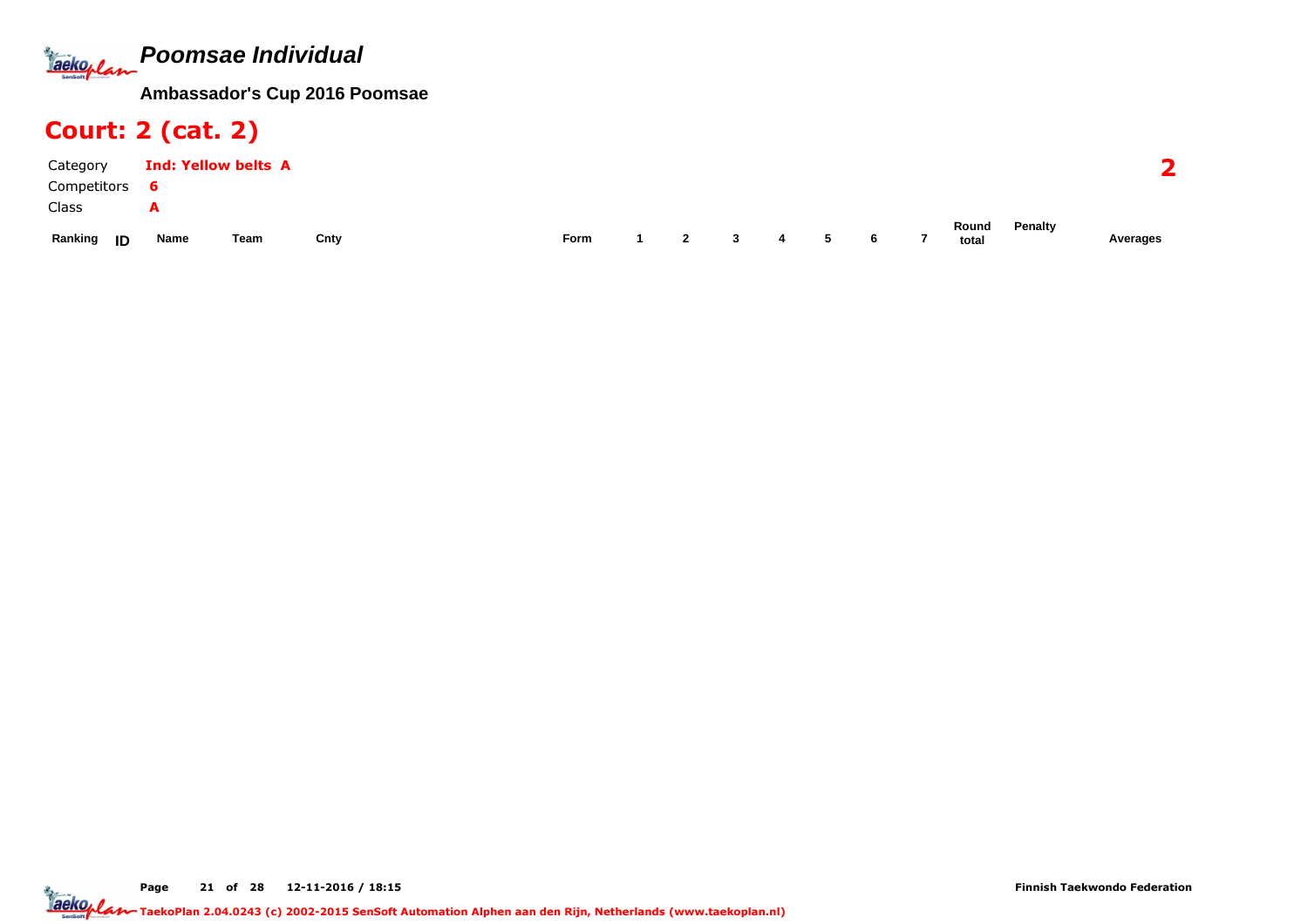# *Poomsae Individual*

**Ambassador's Cup 2016 Poomsae**

## Court: 2 (cat. 2)

Category **Ind: Yellow belts A**

Competitors **6**

Class **A**

**2**

| Ranking | ID | Name | Team | Cnty | Form | 1 | 2 | 3 | 4 | 5 | 6 | 7 | Round total | Penalty | Averages |
|---|---|---|---|---|---|---|---|---|---|---|---|---|---|---|---|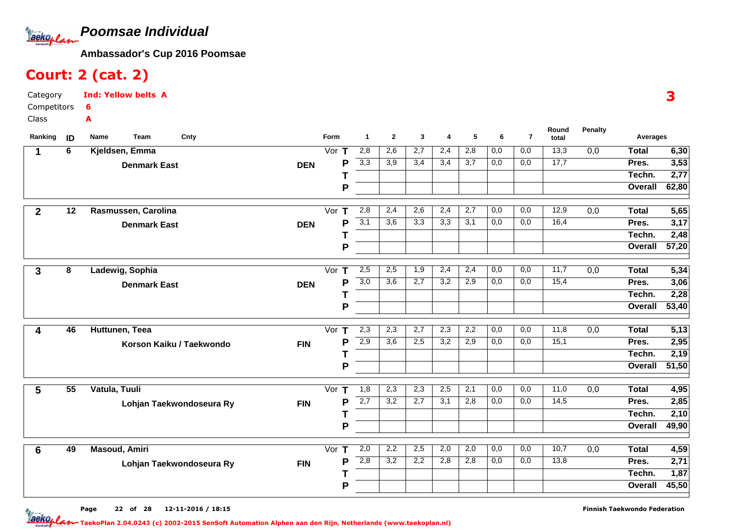# Poomsae Individual

**Ambassador's Cup 2016 Poomsae**

## Court: 2 (cat. 2)

Category **Ind: Yellow belts A**
Competitors **6**
Class **A**

**3**

| Ranking | ID | Name / Team | Cnty | Form | | 1 | 2 | 3 | 4 | 5 | 6 | 7 | Round total | Penalty | Averages | |
|---|---|---|---|---|---|---|---|---|---|---|---|---|---|---|---|---|
| 1 | 6 | Kjeldsen, Emma | | Vor | T | 2,8 | 2,6 | 2,7 | 2,4 | 2,8 | 0,0 | 0,0 | 13,3 | 0,0 | Total | 6,30 |
| | | Denmark East | DEN | | P | 3,3 | 3,9 | 3,4 | 3,4 | 3,7 | 0,0 | 0,0 | 17,7 | | Pres. | 3,53 |
| | | | | | T | | | | | | | | | | Techn. | 2,77 |
| | | | | | P | | | | | | | | | | Overall | 62,80 |
| 2 | 12 | Rasmussen, Carolina | | Vor | T | 2,8 | 2,4 | 2,6 | 2,4 | 2,7 | 0,0 | 0,0 | 12,9 | 0,0 | Total | 5,65 |
| | | Denmark East | DEN | | P | 3,1 | 3,6 | 3,3 | 3,3 | 3,1 | 0,0 | 0,0 | 16,4 | | Pres. | 3,17 |
| | | | | | T | | | | | | | | | | Techn. | 2,48 |
| | | | | | P | | | | | | | | | | Overall | 57,20 |
| 3 | 8 | Ladewig, Sophia | | Vor | T | 2,5 | 2,5 | 1,9 | 2,4 | 2,4 | 0,0 | 0,0 | 11,7 | 0,0 | Total | 5,34 |
| | | Denmark East | DEN | | P | 3,0 | 3,6 | 2,7 | 3,2 | 2,9 | 0,0 | 0,0 | 15,4 | | Pres. | 3,06 |
| | | | | | T | | | | | | | | | | Techn. | 2,28 |
| | | | | | P | | | | | | | | | | Overall | 53,40 |
| 4 | 46 | Huttunen, Teea | | Vor | T | 2,3 | 2,3 | 2,7 | 2,3 | 2,2 | 0,0 | 0,0 | 11,8 | 0,0 | Total | 5,13 |
| | | Korson Kaiku / Taekwondo | FIN | | P | 2,9 | 3,6 | 2,5 | 3,2 | 2,9 | 0,0 | 0,0 | 15,1 | | Pres. | 2,95 |
| | | | | | T | | | | | | | | | | Techn. | 2,19 |
| | | | | | P | | | | | | | | | | Overall | 51,50 |
| 5 | 55 | Vatula, Tuuli | | Vor | T | 1,8 | 2,3 | 2,3 | 2,5 | 2,1 | 0,0 | 0,0 | 11,0 | 0,0 | Total | 4,95 |
| | | Lohjan Taekwondoseura Ry | FIN | | P | 2,7 | 3,2 | 2,7 | 3,1 | 2,8 | 0,0 | 0,0 | 14,5 | | Pres. | 2,85 |
| | | | | | T | | | | | | | | | | Techn. | 2,10 |
| | | | | | P | | | | | | | | | | Overall | 49,90 |
| 6 | 49 | Masoud, Amiri | | Vor | T | 2,0 | 2,2 | 2,5 | 2,0 | 2,0 | 0,0 | 0,0 | 10,7 | 0,0 | Total | 4,59 |
| | | Lohjan Taekwondoseura Ry | FIN | | P | 2,8 | 3,2 | 2,2 | 2,8 | 2,8 | 0,0 | 0,0 | 13,8 | | Pres. | 2,71 |
| | | | | | T | | | | | | | | | | Techn. | 1,87 |
| | | | | | P | | | | | | | | | | Overall | 45,50 |

Page 22 of 28 12-11-2016 / 18:15 Finnish Taekwondo Federation

TaekoPlan 2.04.0243 (c) 2002-2015 SenSoft Automation Alphen aan den Rijn, Netherlands (www.taekoplan.nl)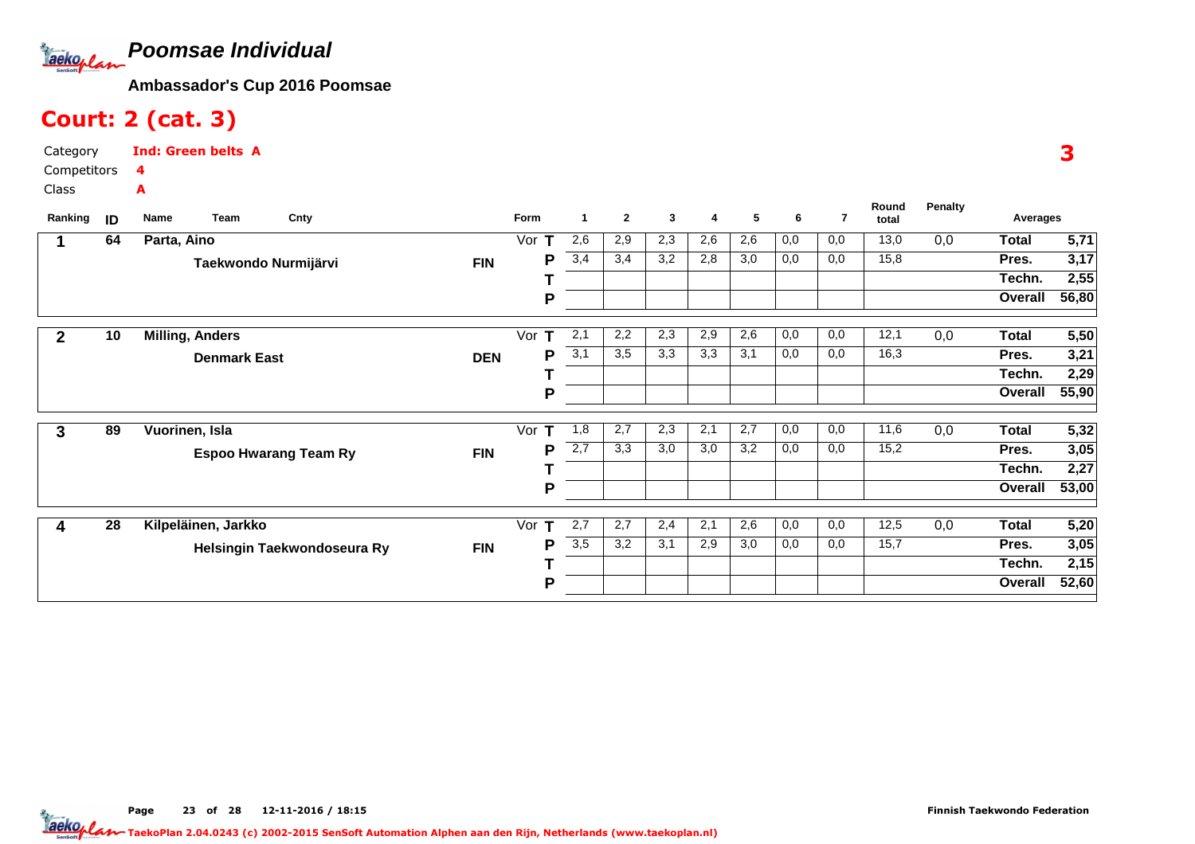# Poomsae Individual

**Ambassador's Cup 2016 Poomsae**

## Court: 2 (cat. 3)

Category **Ind: Green belts A**

Competitors **4**

Class **A**

**3**

| Ranking | ID | Name / Team | Cnty | Form | | 1 | 2 | 3 | 4 | 5 | 6 | 7 | Round total | Penalty | Averages | |
|---|---|---|---|---|---|---|---|---|---|---|---|---|---|---|---|---|
| 1 | 64 | Parta, Aino | | Vor | T | 2,6 | 2,9 | 2,3 | 2,6 | 2,6 | 0,0 | 0,0 | 13,0 | 0,0 | **Total** | **5,71** |
| | | Taekwondo Nurmijärvi | FIN | | P | 3,4 | 3,4 | 3,2 | 2,8 | 3,0 | 0,0 | 0,0 | 15,8 | | **Pres.** | **3,17** |
| | | | | | T | | | | | | | | | | **Techn.** | **2,55** |
| | | | | | P | | | | | | | | | | **Overall** | **56,80** |
| 2 | 10 | Milling, Anders | | Vor | T | 2,1 | 2,2 | 2,3 | 2,9 | 2,6 | 0,0 | 0,0 | 12,1 | 0,0 | **Total** | **5,50** |
| | | Denmark East | DEN | | P | 3,1 | 3,5 | 3,3 | 3,3 | 3,1 | 0,0 | 0,0 | 16,3 | | **Pres.** | **3,21** |
| | | | | | T | | | | | | | | | | **Techn.** | **2,29** |
| | | | | | P | | | | | | | | | | **Overall** | **55,90** |
| 3 | 89 | Vuorinen, Isla | | Vor | T | 1,8 | 2,7 | 2,3 | 2,1 | 2,7 | 0,0 | 0,0 | 11,6 | 0,0 | **Total** | **5,32** |
| | | Espoo Hwarang Team Ry | FIN | | P | 2,7 | 3,3 | 3,0 | 3,0 | 3,2 | 0,0 | 0,0 | 15,2 | | **Pres.** | **3,05** |
| | | | | | T | | | | | | | | | | **Techn.** | **2,27** |
| | | | | | P | | | | | | | | | | **Overall** | **53,00** |
| 4 | 28 | Kilpeläinen, Jarkko | | Vor | T | 2,7 | 2,7 | 2,4 | 2,1 | 2,6 | 0,0 | 0,0 | 12,5 | 0,0 | **Total** | **5,20** |
| | | Helsingin Taekwondoseura Ry | FIN | | P | 3,5 | 3,2 | 3,1 | 2,9 | 3,0 | 0,0 | 0,0 | 15,7 | | **Pres.** | **3,05** |
| | | | | | T | | | | | | | | | | **Techn.** | **2,15** |
| | | | | | P | | | | | | | | | | **Overall** | **52,60** |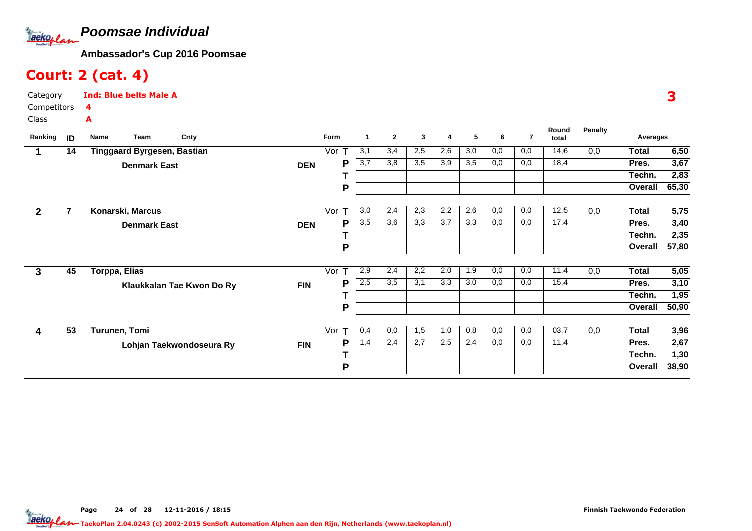# Poomsae Individual

**Ambassador's Cup 2016 Poomsae**

## Court: 2 (cat. 4)

Category **Ind: Blue belts Male A**
Competitors **4**
Class **A**

**3**

| Ranking | ID | Name / Team | Cnty | Form | | 1 | 2 | 3 | 4 | 5 | 6 | 7 | Round total | Penalty | Averages | |
|---|---|---|---|---|---|---|---|---|---|---|---|---|---|---|---|---|
| 1 | 14 | Tinggaard Byrgesen, Bastian | | Vor | T | 3,1 | 3,4 | 2,5 | 2,6 | 3,0 | 0,0 | 0,0 | 14,6 | 0,0 | Total | 6,50 |
| | | Denmark East | DEN | | P | 3,7 | 3,8 | 3,5 | 3,9 | 3,5 | 0,0 | 0,0 | 18,4 | | Pres. | 3,67 |
| | | | | | T | | | | | | | | | | Techn. | 2,83 |
| | | | | | P | | | | | | | | | | Overall | 65,30 |
| 2 | 7 | Konarski, Marcus | | Vor | T | 3,0 | 2,4 | 2,3 | 2,2 | 2,6 | 0,0 | 0,0 | 12,5 | 0,0 | Total | 5,75 |
| | | Denmark East | DEN | | P | 3,5 | 3,6 | 3,3 | 3,7 | 3,3 | 0,0 | 0,0 | 17,4 | | Pres. | 3,40 |
| | | | | | T | | | | | | | | | | Techn. | 2,35 |
| | | | | | P | | | | | | | | | | Overall | 57,80 |
| 3 | 45 | Torppa, Elias | | Vor | T | 2,9 | 2,4 | 2,2 | 2,0 | 1,9 | 0,0 | 0,0 | 11,4 | 0,0 | Total | 5,05 |
| | | Klaukkalan Tae Kwon Do Ry | FIN | | P | 2,5 | 3,5 | 3,1 | 3,3 | 3,0 | 0,0 | 0,0 | 15,4 | | Pres. | 3,10 |
| | | | | | T | | | | | | | | | | Techn. | 1,95 |
| | | | | | P | | | | | | | | | | Overall | 50,90 |
| 4 | 53 | Turunen, Tomi | | Vor | T | 0,4 | 0,0 | 1,5 | 1,0 | 0,8 | 0,0 | 0,0 | 03,7 | 0,0 | Total | 3,96 |
| | | Lohjan Taekwondoseura Ry | FIN | | P | 1,4 | 2,4 | 2,7 | 2,5 | 2,4 | 0,0 | 0,0 | 11,4 | | Pres. | 2,67 |
| | | | | | T | | | | | | | | | | Techn. | 1,30 |
| | | | | | P | | | | | | | | | | Overall | 38,90 |

Finnish Taekwondo Federation

TaekoPlan 2.04.0243 (c) 2002-2015 SenSoft Automation Alphen aan den Rijn, Netherlands (www.taekoplan.nl)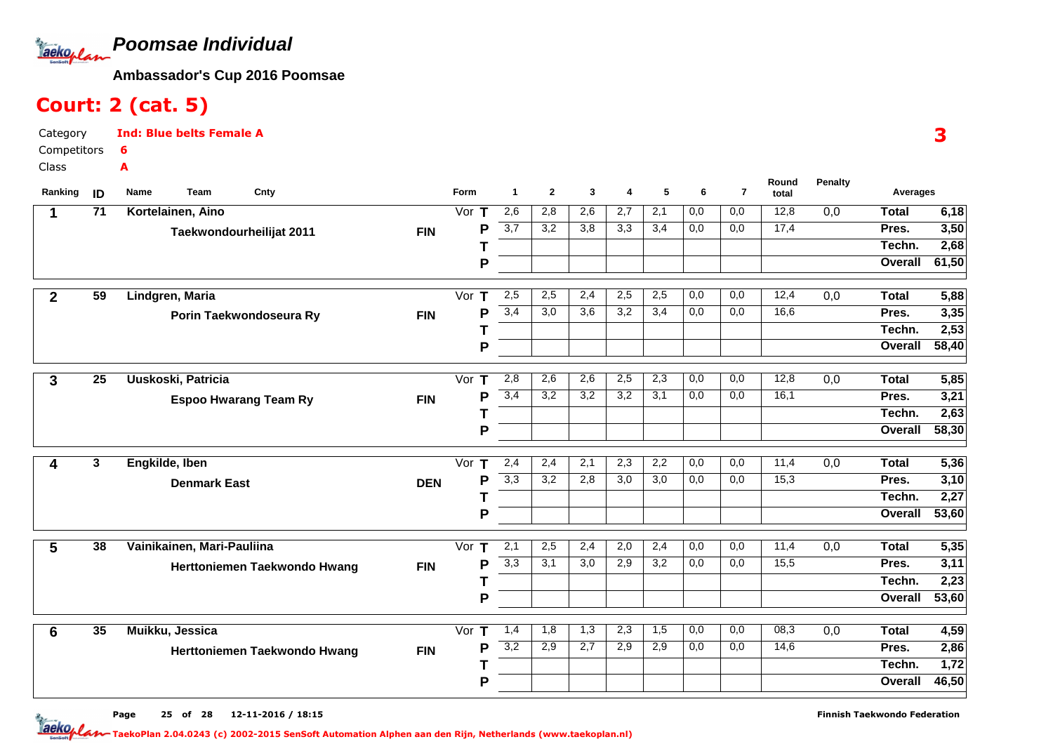# *Poomsae Individual*

**Ambassador's Cup 2016 Poomsae**

## Court: 2 (cat. 5)

Category **Ind: Blue belts Female A**
Competitors **6**
Class **A**

**3**

| Ranking | ID | Name / Team | Cnty | Form | | 1 | 2 | 3 | 4 | 5 | 6 | 7 | Round total | Penalty | Averages | |
|---|---|---|---|---|---|---|---|---|---|---|---|---|---|---|---|---|
| 1 | 71 | Kortelainen, Aino | | Vor | T | 2,6 | 2,8 | 2,6 | 2,7 | 2,1 | 0,0 | 0,0 | 12,8 | 0,0 | Total | 6,18 |
| | | Taekwondourheilijat 2011 | FIN | | P | 3,7 | 3,2 | 3,8 | 3,3 | 3,4 | 0,0 | 0,0 | 17,4 | | Pres. | 3,50 |
| | | | | | T | | | | | | | | | | Techn. | 2,68 |
| | | | | | P | | | | | | | | | | Overall | 61,50 |
| 2 | 59 | Lindgren, Maria | | Vor | T | 2,5 | 2,5 | 2,4 | 2,5 | 2,5 | 0,0 | 0,0 | 12,4 | 0,0 | Total | 5,88 |
| | | Porin Taekwondoseura Ry | FIN | | P | 3,4 | 3,0 | 3,6 | 3,2 | 3,4 | 0,0 | 0,0 | 16,6 | | Pres. | 3,35 |
| | | | | | T | | | | | | | | | | Techn. | 2,53 |
| | | | | | P | | | | | | | | | | Overall | 58,40 |
| 3 | 25 | Uuskoski, Patricia | | Vor | T | 2,8 | 2,6 | 2,6 | 2,5 | 2,3 | 0,0 | 0,0 | 12,8 | 0,0 | Total | 5,85 |
| | | Espoo Hwarang Team Ry | FIN | | P | 3,4 | 3,2 | 3,2 | 3,2 | 3,1 | 0,0 | 0,0 | 16,1 | | Pres. | 3,21 |
| | | | | | T | | | | | | | | | | Techn. | 2,63 |
| | | | | | P | | | | | | | | | | Overall | 58,30 |
| 4 | 3 | Engkilde, Iben | | Vor | T | 2,4 | 2,4 | 2,1 | 2,3 | 2,2 | 0,0 | 0,0 | 11,4 | 0,0 | Total | 5,36 |
| | | Denmark East | DEN | | P | 3,3 | 3,2 | 2,8 | 3,0 | 3,0 | 0,0 | 0,0 | 15,3 | | Pres. | 3,10 |
| | | | | | T | | | | | | | | | | Techn. | 2,27 |
| | | | | | P | | | | | | | | | | Overall | 53,60 |
| 5 | 38 | Vainikainen, Mari-Pauliina | | Vor | T | 2,1 | 2,5 | 2,4 | 2,0 | 2,4 | 0,0 | 0,0 | 11,4 | 0,0 | Total | 5,35 |
| | | Herttoniemen Taekwondo Hwang | FIN | | P | 3,3 | 3,1 | 3,0 | 2,9 | 3,2 | 0,0 | 0,0 | 15,5 | | Pres. | 3,11 |
| | | | | | T | | | | | | | | | | Techn. | 2,23 |
| | | | | | P | | | | | | | | | | Overall | 53,60 |
| 6 | 35 | Muikku, Jessica | | Vor | T | 1,4 | 1,8 | 1,3 | 2,3 | 1,5 | 0,0 | 0,0 | 08,3 | 0,0 | Total | 4,59 |
| | | Herttoniemen Taekwondo Hwang | FIN | | P | 3,2 | 2,9 | 2,7 | 2,9 | 2,9 | 0,0 | 0,0 | 14,6 | | Pres. | 2,86 |
| | | | | | T | | | | | | | | | | Techn. | 1,72 |
| | | | | | P | | | | | | | | | | Overall | 46,50 |

12-11-2016 / 18:15

Finnish Taekwondo Federation

TaekoPlan 2.04.0243 (c) 2002-2015 SenSoft Automation Alphen aan den Rijn, Netherlands (www.taekoplan.nl)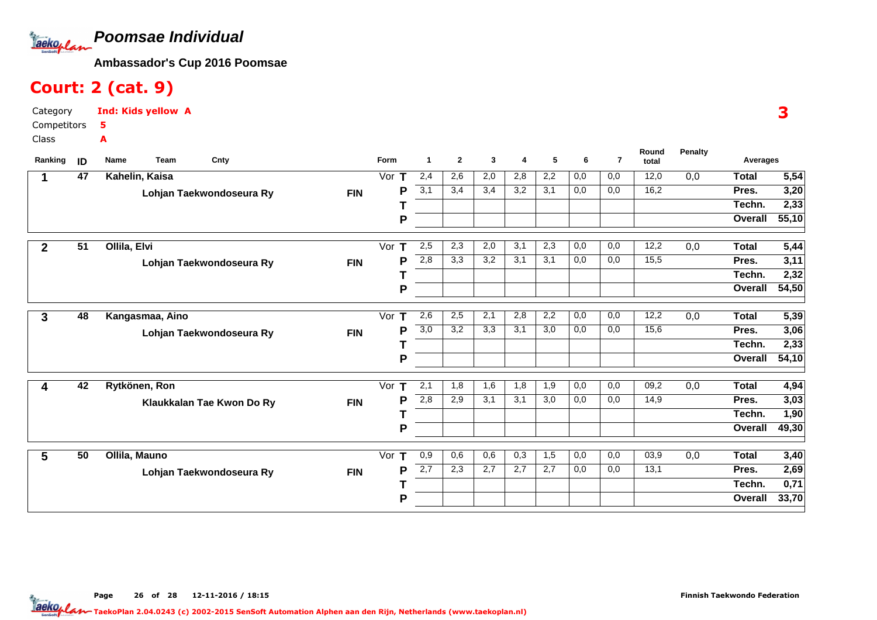# Poomsae Individual

**Ambassador's Cup 2016 Poomsae**

## Court: 2 (cat. 9)

Category **Ind: Kids yellow A**

Competitors **5**

Class **A**

**3**

| Ranking | ID | Name / Team | Cnty | Form | | 1 | 2 | 3 | 4 | 5 | 6 | 7 | Round total | Penalty | Averages | |
|---|---|---|---|---|---|---|---|---|---|---|---|---|---|---|---|---|
| 1 | 47 | Kahelin, Kaisa | | Vor | T | 2,4 | 2,6 | 2,0 | 2,8 | 2,2 | 0,0 | 0,0 | 12,0 | 0,0 | Total | 5,54 |
| | | Lohjan Taekwondoseura Ry | FIN | | P | 3,1 | 3,4 | 3,4 | 3,2 | 3,1 | 0,0 | 0,0 | 16,2 | | Pres. | 3,20 |
| | | | | | T | | | | | | | | | | Techn. | 2,33 |
| | | | | | P | | | | | | | | | | Overall | 55,10 |
| 2 | 51 | Ollila, Elvi | | Vor | T | 2,5 | 2,3 | 2,0 | 3,1 | 2,3 | 0,0 | 0,0 | 12,2 | 0,0 | Total | 5,44 |
| | | Lohjan Taekwondoseura Ry | FIN | | P | 2,8 | 3,3 | 3,2 | 3,1 | 3,1 | 0,0 | 0,0 | 15,5 | | Pres. | 3,11 |
| | | | | | T | | | | | | | | | | Techn. | 2,32 |
| | | | | | P | | | | | | | | | | Overall | 54,50 |
| 3 | 48 | Kangasmaa, Aino | | Vor | T | 2,6 | 2,5 | 2,1 | 2,8 | 2,2 | 0,0 | 0,0 | 12,2 | 0,0 | Total | 5,39 |
| | | Lohjan Taekwondoseura Ry | FIN | | P | 3,0 | 3,2 | 3,3 | 3,1 | 3,0 | 0,0 | 0,0 | 15,6 | | Pres. | 3,06 |
| | | | | | T | | | | | | | | | | Techn. | 2,33 |
| | | | | | P | | | | | | | | | | Overall | 54,10 |
| 4 | 42 | Rytkönen, Ron | | Vor | T | 2,1 | 1,8 | 1,6 | 1,8 | 1,9 | 0,0 | 0,0 | 09,2 | 0,0 | Total | 4,94 |
| | | Klaukkalan Tae Kwon Do Ry | FIN | | P | 2,8 | 2,9 | 3,1 | 3,1 | 3,0 | 0,0 | 0,0 | 14,9 | | Pres. | 3,03 |
| | | | | | T | | | | | | | | | | Techn. | 1,90 |
| | | | | | P | | | | | | | | | | Overall | 49,30 |
| 5 | 50 | Ollila, Mauno | | Vor | T | 0,9 | 0,6 | 0,6 | 0,3 | 1,5 | 0,0 | 0,0 | 03,9 | 0,0 | Total | 3,40 |
| | | Lohjan Taekwondoseura Ry | FIN | | P | 2,7 | 2,3 | 2,7 | 2,7 | 2,7 | 0,0 | 0,0 | 13,1 | | Pres. | 2,69 |
| | | | | | T | | | | | | | | | | Techn. | 0,71 |
| | | | | | P | | | | | | | | | | Overall | 33,70 |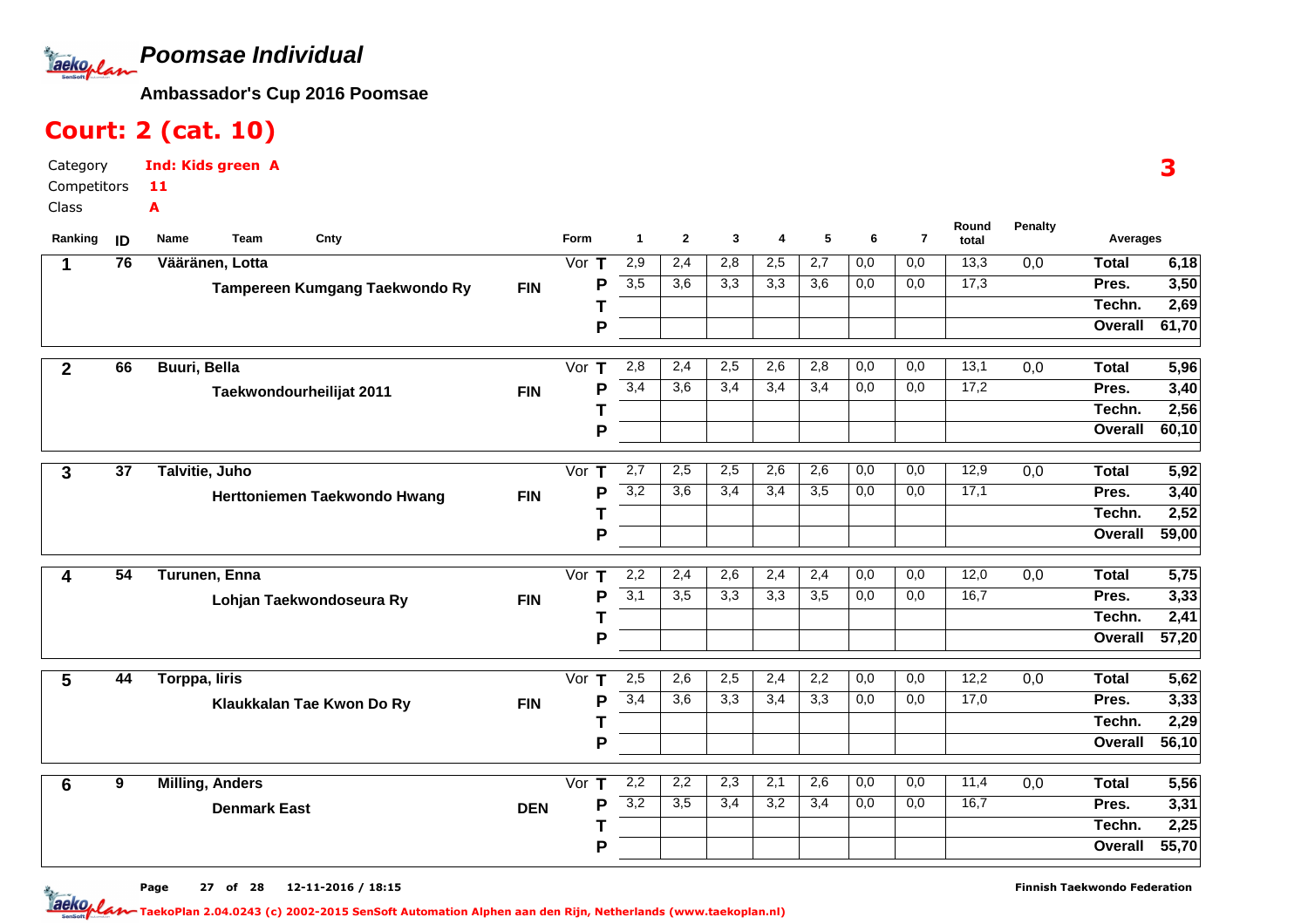# Poomsae Individual

**Ambassador's Cup 2016 Poomsae**

## Court: 2 (cat. 10)

Category **Ind: Kids green A**
Competitors **11**
Class **A**

**3**

| Ranking | ID | Name / Team | Cnty | Form | | 1 | 2 | 3 | 4 | 5 | 6 | 7 | Round total | Penalty | Averages | |
|---|---|---|---|---|---|---|---|---|---|---|---|---|---|---|---|---|
| 1 | 76 | Vääränen, Lotta | | Vor | T | 2,9 | 2,4 | 2,8 | 2,5 | 2,7 | 0,0 | 0,0 | 13,3 | 0,0 | Total | 6,18 |
| | | Tampereen Kumgang Taekwondo Ry | FIN | | P | 3,5 | 3,6 | 3,3 | 3,3 | 3,6 | 0,0 | 0,0 | 17,3 | | Pres. | 3,50 |
| | | | | | T | | | | | | | | | | Techn. | 2,69 |
| | | | | | P | | | | | | | | | | Overall | 61,70 |
| 2 | 66 | Buuri, Bella | | Vor | T | 2,8 | 2,4 | 2,5 | 2,6 | 2,8 | 0,0 | 0,0 | 13,1 | 0,0 | Total | 5,96 |
| | | Taekwondourheilijat 2011 | FIN | | P | 3,4 | 3,6 | 3,4 | 3,4 | 3,4 | 0,0 | 0,0 | 17,2 | | Pres. | 3,40 |
| | | | | | T | | | | | | | | | | Techn. | 2,56 |
| | | | | | P | | | | | | | | | | Overall | 60,10 |
| 3 | 37 | Talvitie, Juho | | Vor | T | 2,7 | 2,5 | 2,5 | 2,6 | 2,6 | 0,0 | 0,0 | 12,9 | 0,0 | Total | 5,92 |
| | | Herttoniemen Taekwondo Hwang | FIN | | P | 3,2 | 3,6 | 3,4 | 3,4 | 3,5 | 0,0 | 0,0 | 17,1 | | Pres. | 3,40 |
| | | | | | T | | | | | | | | | | Techn. | 2,52 |
| | | | | | P | | | | | | | | | | Overall | 59,00 |
| 4 | 54 | Turunen, Enna | | Vor | T | 2,2 | 2,4 | 2,6 | 2,4 | 2,4 | 0,0 | 0,0 | 12,0 | 0,0 | Total | 5,75 |
| | | Lohjan Taekwondoseura Ry | FIN | | P | 3,1 | 3,5 | 3,3 | 3,3 | 3,5 | 0,0 | 0,0 | 16,7 | | Pres. | 3,33 |
| | | | | | T | | | | | | | | | | Techn. | 2,41 |
| | | | | | P | | | | | | | | | | Overall | 57,20 |
| 5 | 44 | Torppa, Iiris | | Vor | T | 2,5 | 2,6 | 2,5 | 2,4 | 2,2 | 0,0 | 0,0 | 12,2 | 0,0 | Total | 5,62 |
| | | Klaukkalan Tae Kwon Do Ry | FIN | | P | 3,4 | 3,6 | 3,3 | 3,4 | 3,3 | 0,0 | 0,0 | 17,0 | | Pres. | 3,33 |
| | | | | | T | | | | | | | | | | Techn. | 2,29 |
| | | | | | P | | | | | | | | | | Overall | 56,10 |
| 6 | 9 | Milling, Anders | | Vor | T | 2,2 | 2,2 | 2,3 | 2,1 | 2,6 | 0,0 | 0,0 | 11,4 | 0,0 | Total | 5,56 |
| | | Denmark East | DEN | | P | 3,2 | 3,5 | 3,4 | 3,2 | 3,4 | 0,0 | 0,0 | 16,7 | | Pres. | 3,31 |
| | | | | | T | | | | | | | | | | Techn. | 2,25 |
| | | | | | P | | | | | | | | | | Overall | 55,70 |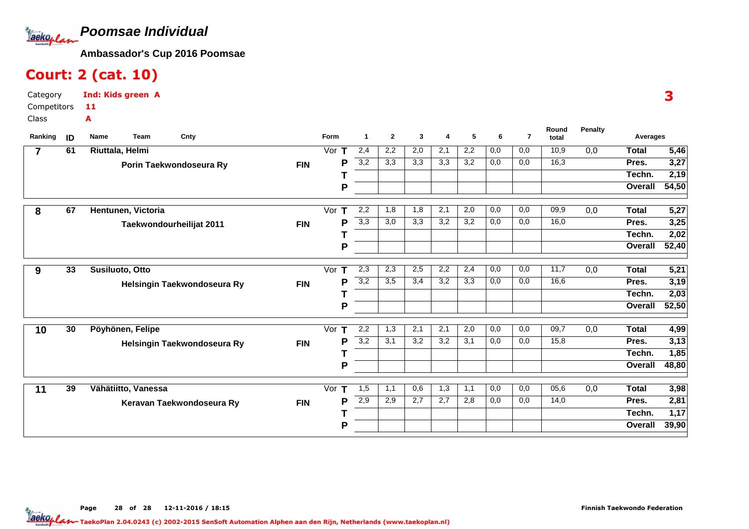# *Poomsae Individual*

**Ambassador's Cup 2016 Poomsae**

## Court: 2 (cat. 10)

Category **Ind: Kids green A**
Competitors **11**
Class **A**

**3**

| Ranking | ID | Name | Team | Cnty | Form | | 1 | 2 | 3 | 4 | 5 | 6 | 7 | Round total | Penalty | Averages | |
|---|---|---|---|---|---|---|---|---|---|---|---|---|---|---|---|---|---|
| **7** | **61** | **Riuttala, Helmi** | | | Vor | **T** | 2,4 | 2,2 | 2,0 | 2,1 | 2,2 | 0,0 | 0,0 | 10,9 | 0,0 | **Total** | **5,46** |
| | | | **Porin Taekwondoseura Ry** | **FIN** | | **P** | 3,2 | 3,3 | 3,3 | 3,3 | 3,2 | 0,0 | 0,0 | 16,3 | | **Pres.** | **3,27** |
| | | | | | | **T** | | | | | | | | | | **Techn.** | **2,19** |
| | | | | | | **P** | | | | | | | | | | **Overall** | **54,50** |
| **8** | **67** | **Hentunen, Victoria** | | | Vor | **T** | 2,2 | 1,8 | 1,8 | 2,1 | 2,0 | 0,0 | 0,0 | 09,9 | 0,0 | **Total** | **5,27** |
| | | | **Taekwondourheilijat 2011** | **FIN** | | **P** | 3,3 | 3,0 | 3,3 | 3,2 | 3,2 | 0,0 | 0,0 | 16,0 | | **Pres.** | **3,25** |
| | | | | | | **T** | | | | | | | | | | **Techn.** | **2,02** |
| | | | | | | **P** | | | | | | | | | | **Overall** | **52,40** |
| **9** | **33** | **Susiluoto, Otto** | | | Vor | **T** | 2,3 | 2,3 | 2,5 | 2,2 | 2,4 | 0,0 | 0,0 | 11,7 | 0,0 | **Total** | **5,21** |
| | | | **Helsingin Taekwondoseura Ry** | **FIN** | | **P** | 3,2 | 3,5 | 3,4 | 3,2 | 3,3 | 0,0 | 0,0 | 16,6 | | **Pres.** | **3,19** |
| | | | | | | **T** | | | | | | | | | | **Techn.** | **2,03** |
| | | | | | | **P** | | | | | | | | | | **Overall** | **52,50** |
| **10** | **30** | **Pöyhönen, Felipe** | | | Vor | **T** | 2,2 | 1,3 | 2,1 | 2,1 | 2,0 | 0,0 | 0,0 | 09,7 | 0,0 | **Total** | **4,99** |
| | | | **Helsingin Taekwondoseura Ry** | **FIN** | | **P** | 3,2 | 3,1 | 3,2 | 3,2 | 3,1 | 0,0 | 0,0 | 15,8 | | **Pres.** | **3,13** |
| | | | | | | **T** | | | | | | | | | | **Techn.** | **1,85** |
| | | | | | | **P** | | | | | | | | | | **Overall** | **48,80** |
| **11** | **39** | **Vähätiitto, Vanessa** | | | Vor | **T** | 1,5 | 1,1 | 0,6 | 1,3 | 1,1 | 0,0 | 0,0 | 05,6 | 0,0 | **Total** | **3,98** |
| | | | **Keravan Taekwondoseura Ry** | **FIN** | | **P** | 2,9 | 2,9 | 2,7 | 2,7 | 2,8 | 0,0 | 0,0 | 14,0 | | **Pres.** | **2,81** |
| | | | | | | **T** | | | | | | | | | | **Techn.** | **1,17** |
| | | | | | | **P** | | | | | | | | | | **Overall** | **39,90** |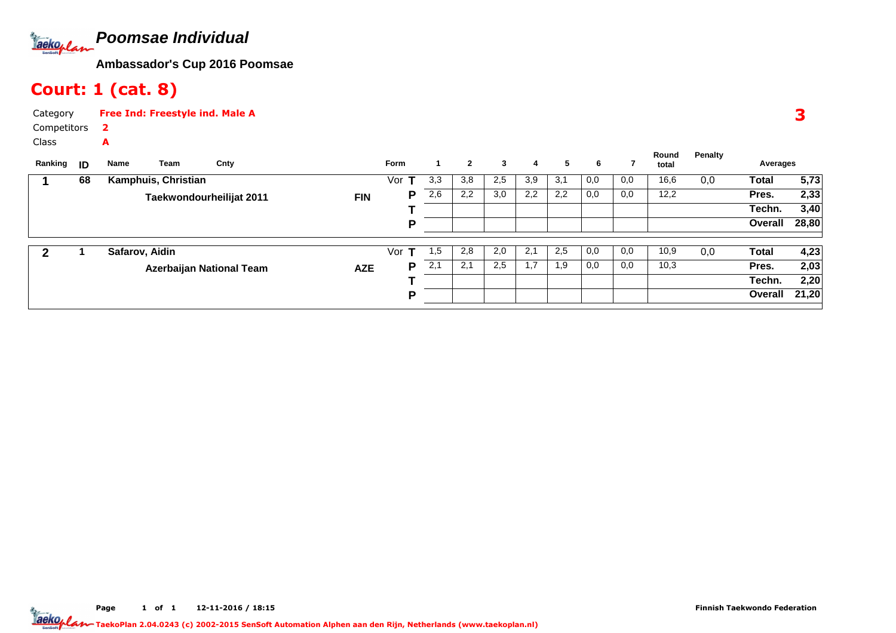# Poomsae Individual

**Ambassador's Cup 2016 Poomsae**

## Court: 1 (cat. 8)

Category **Free Ind: Freestyle ind. Male A**

Competitors **2**

Class **A**

**3**

| Ranking | ID | Name / Team | Cnty | Form | | 1 | 2 | 3 | 4 | 5 | 6 | 7 | Round total | Penalty | Averages | |
|---|---|---|---|---|---|---|---|---|---|---|---|---|---|---|---|---|
| **1** | **68** | **Kamphuis, Christian** | | Vor | **T** | 3,3 | 3,8 | 2,5 | 3,9 | 3,1 | 0,0 | 0,0 | 16,6 | 0,0 | **Total** | **5,73** |
| | | **Taekwondourheilijat 2011** | **FIN** | | **P** | 2,6 | 2,2 | 3,0 | 2,2 | 2,2 | 0,0 | 0,0 | 12,2 | | **Pres.** | **2,33** |
| | | | | | **T** | | | | | | | | | | **Techn.** | **3,40** |
| | | | | | **P** | | | | | | | | | | **Overall** | **28,80** |
| **2** | **1** | **Safarov, Aidin** | | Vor | **T** | 1,5 | 2,8 | 2,0 | 2,1 | 2,5 | 0,0 | 0,0 | 10,9 | 0,0 | **Total** | **4,23** |
| | | **Azerbaijan National Team** | **AZE** | | **P** | 2,1 | 2,1 | 2,5 | 1,7 | 1,9 | 0,0 | 0,0 | 10,3 | | **Pres.** | **2,03** |
| | | | | | **T** | | | | | | | | | | **Techn.** | **2,20** |
| | | | | | **P** | | | | | | | | | | **Overall** | **21,20** |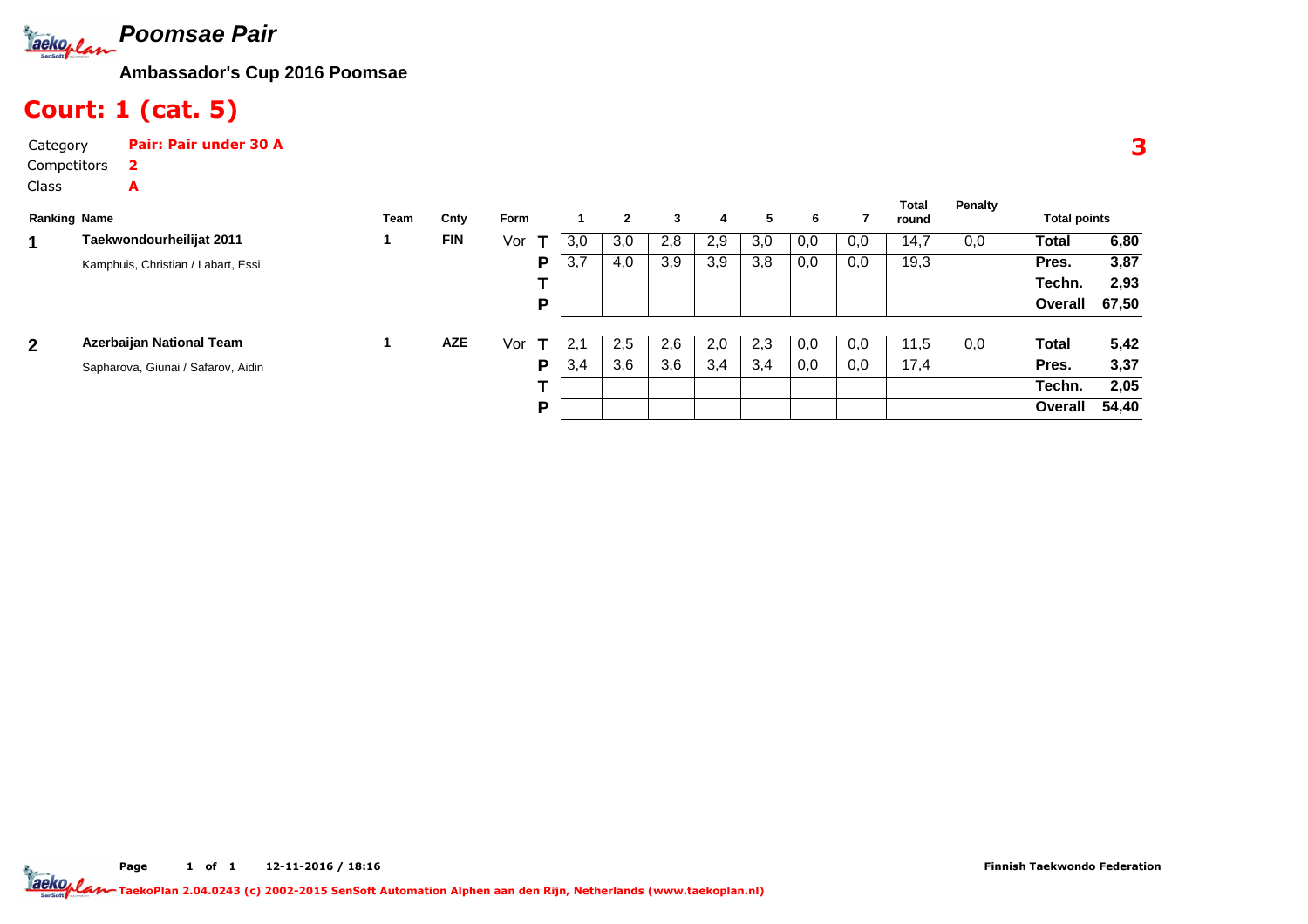# Poomsae Pair

**Ambassador's Cup 2016 Poomsae**

## Court: 1 (cat. 5)

Category **Pair: Pair under 30 A**

Competitors **2**

Class **A**

**3**

| Ranking | Name | Team | Cnty | Form | | 1 | 2 | 3 | 4 | 5 | 6 | 7 | Total round | Penalty | Total points | |
|---|---|---|---|---|---|---|---|---|---|---|---|---|---|---|---|---|
| 1 | **Taekwondourheilijat 2011** | 1 | FIN | Vor | T | 3,0 | 3,0 | 2,8 | 2,9 | 3,0 | 0,0 | 0,0 | 14,7 | 0,0 | **Total** | **6,80** |
| | Kamphuis, Christian / Labart, Essi | | | | P | 3,7 | 4,0 | 3,9 | 3,9 | 3,8 | 0,0 | 0,0 | 19,3 | | **Pres.** | **3,87** |
| | | | | | T | | | | | | | | | | **Techn.** | **2,93** |
| | | | | | P | | | | | | | | | | **Overall** | **67,50** |
| 2 | **Azerbaijan National Team** | 1 | AZE | Vor | T | 2,1 | 2,5 | 2,6 | 2,0 | 2,3 | 0,0 | 0,0 | 11,5 | 0,0 | **Total** | **5,42** |
| | Sapharova, Giunai / Safarov, Aidin | | | | P | 3,4 | 3,6 | 3,6 | 3,4 | 3,4 | 0,0 | 0,0 | 17,4 | | **Pres.** | **3,37** |
| | | | | | T | | | | | | | | | | **Techn.** | **2,05** |
| | | | | | P | | | | | | | | | | **Overall** | **54,40** |

Page 1 of 1 12-11-2016 / 18:16 Finnish Taekwondo Federation

TaekoPlan 2.04.0243 (c) 2002-2015 SenSoft Automation Alphen aan den Rijn, Netherlands (www.taekoplan.nl)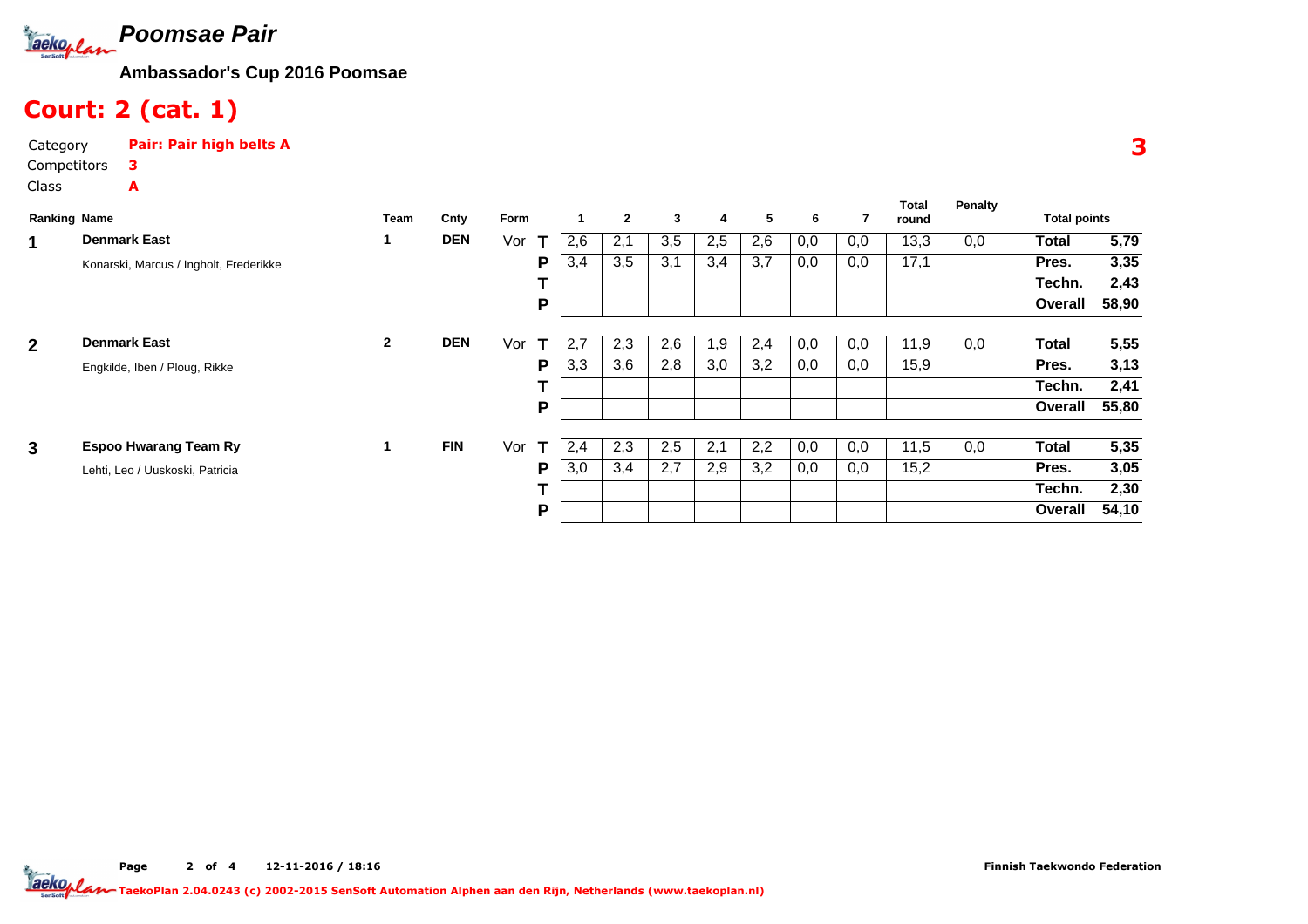# Poomsae Pair

**Ambassador's Cup 2016 Poomsae**

## Court: 2 (cat. 1)

Category **Pair: Pair high belts A**

Competitors **3**

Class **A**

**3**

| Ranking | Name | Team | Cnty | Form | | 1 | 2 | 3 | 4 | 5 | 6 | 7 | Total round | Penalty | Total points | |
|---|---|---|---|---|---|---|---|---|---|---|---|---|---|---|---|---|
| 1 | **Denmark East** | 1 | DEN | Vor | T | 2,6 | 2,1 | 3,5 | 2,5 | 2,6 | 0,0 | 0,0 | 13,3 | 0,0 | Total | 5,79 |
| | Konarski, Marcus / Ingholt, Frederikke | | | | P | 3,4 | 3,5 | 3,1 | 3,4 | 3,7 | 0,0 | 0,0 | 17,1 | | Pres. | 3,35 |
| | | | | | T | | | | | | | | | | Techn. | 2,43 |
| | | | | | P | | | | | | | | | | Overall | 58,90 |
| 2 | **Denmark East** | 2 | DEN | Vor | T | 2,7 | 2,3 | 2,6 | 1,9 | 2,4 | 0,0 | 0,0 | 11,9 | 0,0 | Total | 5,55 |
| | Engkilde, Iben / Ploug, Rikke | | | | P | 3,3 | 3,6 | 2,8 | 3,0 | 3,2 | 0,0 | 0,0 | 15,9 | | Pres. | 3,13 |
| | | | | | T | | | | | | | | | | Techn. | 2,41 |
| | | | | | P | | | | | | | | | | Overall | 55,80 |
| 3 | **Espoo Hwarang Team Ry** | 1 | FIN | Vor | T | 2,4 | 2,3 | 2,5 | 2,1 | 2,2 | 0,0 | 0,0 | 11,5 | 0,0 | Total | 5,35 |
| | Lehti, Leo / Uuskoski, Patricia | | | | P | 3,0 | 3,4 | 2,7 | 2,9 | 3,2 | 0,0 | 0,0 | 15,2 | | Pres. | 3,05 |
| | | | | | T | | | | | | | | | | Techn. | 2,30 |
| | | | | | P | | | | | | | | | | Overall | 54,10 |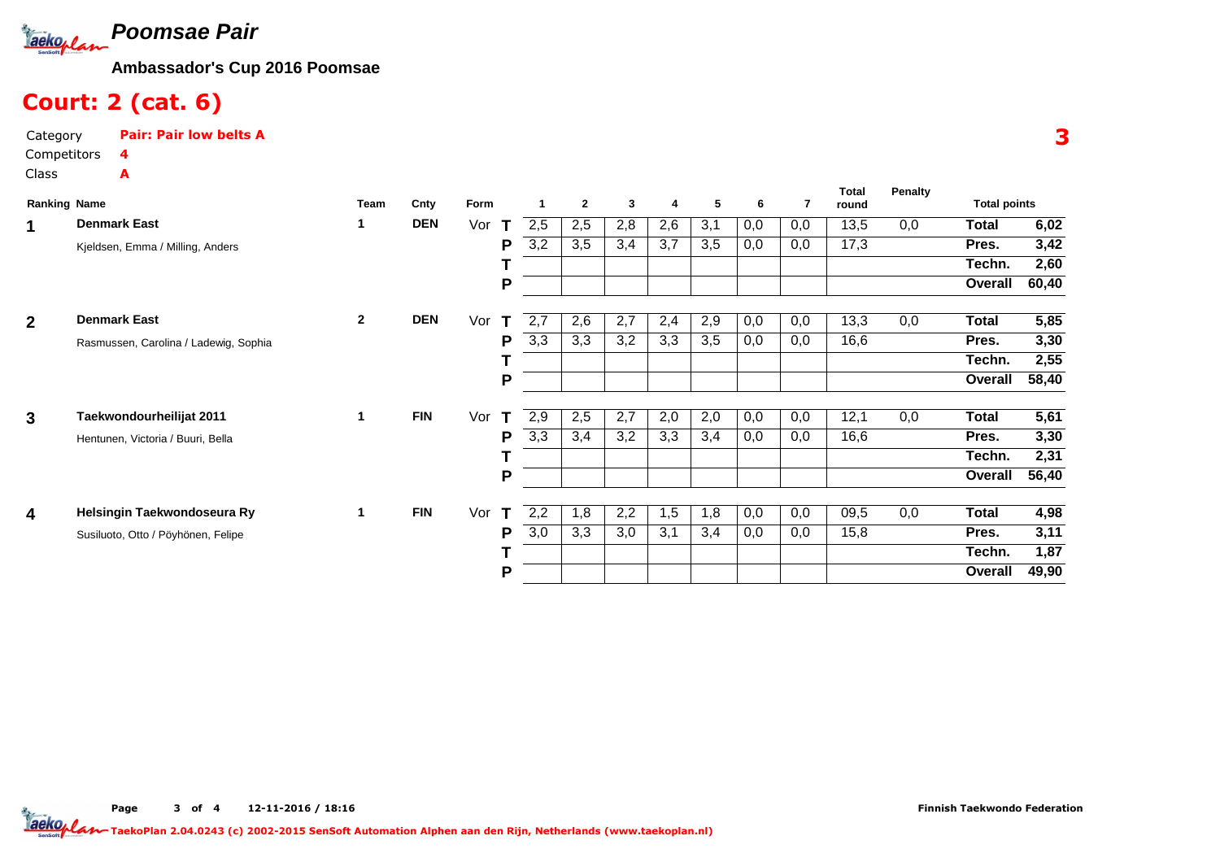# Poomsae Pair

**Ambassador's Cup 2016 Poomsae**

## Court: 2 (cat. 6)

Category **Pair: Pair low belts A**

Competitors **4**

Class **A**

**3**

| Ranking | Name | Team | Cnty | Form | | 1 | 2 | 3 | 4 | 5 | 6 | 7 | Total round | Penalty | Total points | |
|---|---|---|---|---|---|---|---|---|---|---|---|---|---|---|---|---|
| 1 | **Denmark East** | 1 | DEN | Vor | T | 2,5 | 2,5 | 2,8 | 2,6 | 3,1 | 0,0 | 0,0 | 13,5 | 0,0 | **Total** | **6,02** |
| | Kjeldsen, Emma / Milling, Anders | | | | P | 3,2 | 3,5 | 3,4 | 3,7 | 3,5 | 0,0 | 0,0 | 17,3 | | **Pres.** | **3,42** |
| | | | | | T | | | | | | | | | | **Techn.** | **2,60** |
| | | | | | P | | | | | | | | | | **Overall** | **60,40** |
| 2 | **Denmark East** | 2 | DEN | Vor | T | 2,7 | 2,6 | 2,7 | 2,4 | 2,9 | 0,0 | 0,0 | 13,3 | 0,0 | **Total** | **5,85** |
| | Rasmussen, Carolina / Ladewig, Sophia | | | | P | 3,3 | 3,3 | 3,2 | 3,3 | 3,5 | 0,0 | 0,0 | 16,6 | | **Pres.** | **3,30** |
| | | | | | T | | | | | | | | | | **Techn.** | **2,55** |
| | | | | | P | | | | | | | | | | **Overall** | **58,40** |
| 3 | **Taekwondourheilijat 2011** | 1 | FIN | Vor | T | 2,9 | 2,5 | 2,7 | 2,0 | 2,0 | 0,0 | 0,0 | 12,1 | 0,0 | **Total** | **5,61** |
| | Hentunen, Victoria / Buuri, Bella | | | | P | 3,3 | 3,4 | 3,2 | 3,3 | 3,4 | 0,0 | 0,0 | 16,6 | | **Pres.** | **3,30** |
| | | | | | T | | | | | | | | | | **Techn.** | **2,31** |
| | | | | | P | | | | | | | | | | **Overall** | **56,40** |
| 4 | **Helsingin Taekwondoseura Ry** | 1 | FIN | Vor | T | 2,2 | 1,8 | 2,2 | 1,5 | 1,8 | 0,0 | 0,0 | 09,5 | 0,0 | **Total** | **4,98** |
| | Susiluoto, Otto / Pöyhönen, Felipe | | | | P | 3,0 | 3,3 | 3,0 | 3,1 | 3,4 | 0,0 | 0,0 | 15,8 | | **Pres.** | **3,11** |
| | | | | | T | | | | | | | | | | **Techn.** | **1,87** |
| | | | | | P | | | | | | | | | | **Overall** | **49,90** |

12-11-2016 / 18:16

Finnish Taekwondo Federation

TaekoPlan 2.04.0243 (c) 2002-2015 SenSoft Automation Alphen aan den Rijn, Netherlands (www.taekoplan.nl)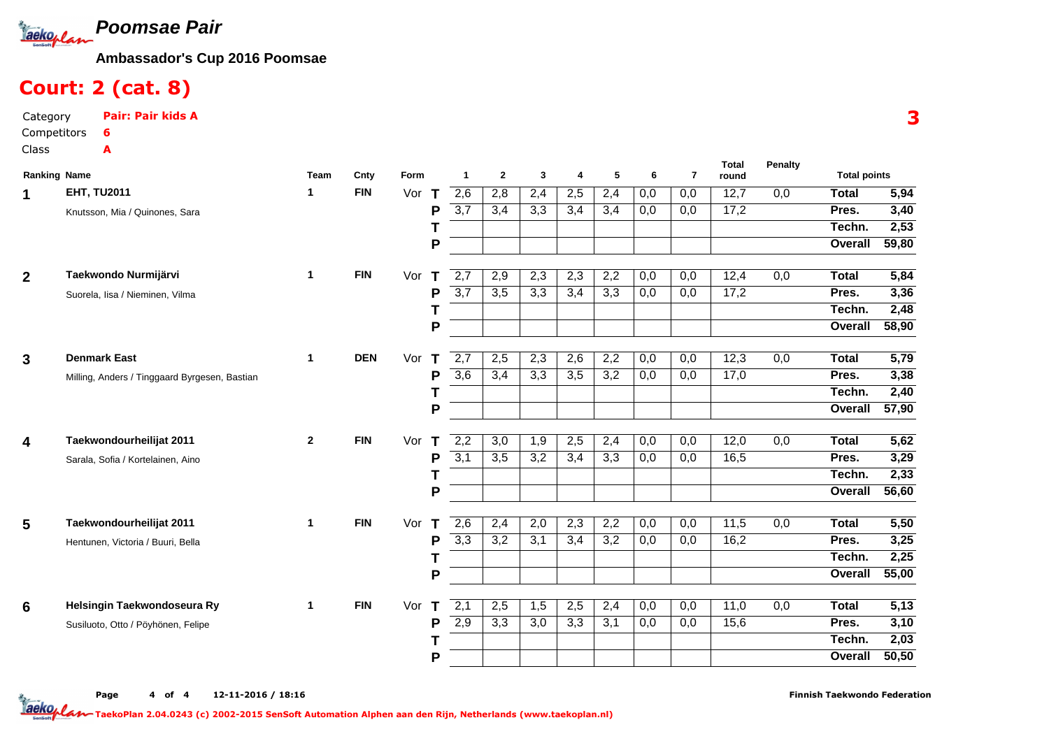# Poomsae Pair

**Ambassador's Cup 2016 Poomsae**

## Court: 2 (cat. 8)

Category **Pair: Pair kids A**

Competitors **6**

Class **A**

**3**

| Ranking | Name | Team | Cnty | Form | | 1 | 2 | 3 | 4 | 5 | 6 | 7 | Total round | Penalty | Total points | |
|---|---|---|---|---|---|---|---|---|---|---|---|---|---|---|---|---|
| 1 | **EHT, TU2011** | 1 | FIN | Vor | T | 2,6 | 2,8 | 2,4 | 2,5 | 2,4 | 0,0 | 0,0 | 12,7 | 0,0 | Total | 5,94 |
| | Knutsson, Mia / Quinones, Sara | | | | P | 3,7 | 3,4 | 3,3 | 3,4 | 3,4 | 0,0 | 0,0 | 17,2 | | Pres. | 3,40 |
| | | | | | T | | | | | | | | | | Techn. | 2,53 |
| | | | | | P | | | | | | | | | | Overall | 59,80 |
| 2 | **Taekwondo Nurmijärvi** | 1 | FIN | Vor | T | 2,7 | 2,9 | 2,3 | 2,3 | 2,2 | 0,0 | 0,0 | 12,4 | 0,0 | Total | 5,84 |
| | Suorela, Iisa / Nieminen, Vilma | | | | P | 3,7 | 3,5 | 3,3 | 3,4 | 3,3 | 0,0 | 0,0 | 17,2 | | Pres. | 3,36 |
| | | | | | T | | | | | | | | | | Techn. | 2,48 |
| | | | | | P | | | | | | | | | | Overall | 58,90 |
| 3 | **Denmark East** | 1 | DEN | Vor | T | 2,7 | 2,5 | 2,3 | 2,6 | 2,2 | 0,0 | 0,0 | 12,3 | 0,0 | Total | 5,79 |
| | Milling, Anders / Tinggaard Byrgesen, Bastian | | | | P | 3,6 | 3,4 | 3,3 | 3,5 | 3,2 | 0,0 | 0,0 | 17,0 | | Pres. | 3,38 |
| | | | | | T | | | | | | | | | | Techn. | 2,40 |
| | | | | | P | | | | | | | | | | Overall | 57,90 |
| 4 | **Taekwondourheilijat 2011** | 2 | FIN | Vor | T | 2,2 | 3,0 | 1,9 | 2,5 | 2,4 | 0,0 | 0,0 | 12,0 | 0,0 | Total | 5,62 |
| | Sarala, Sofia / Kortelainen, Aino | | | | P | 3,1 | 3,5 | 3,2 | 3,4 | 3,3 | 0,0 | 0,0 | 16,5 | | Pres. | 3,29 |
| | | | | | T | | | | | | | | | | Techn. | 2,33 |
| | | | | | P | | | | | | | | | | Overall | 56,60 |
| 5 | **Taekwondourheilijat 2011** | 1 | FIN | Vor | T | 2,6 | 2,4 | 2,0 | 2,3 | 2,2 | 0,0 | 0,0 | 11,5 | 0,0 | Total | 5,50 |
| | Hentunen, Victoria / Buuri, Bella | | | | P | 3,3 | 3,2 | 3,1 | 3,4 | 3,2 | 0,0 | 0,0 | 16,2 | | Pres. | 3,25 |
| | | | | | T | | | | | | | | | | Techn. | 2,25 |
| | | | | | P | | | | | | | | | | Overall | 55,00 |
| 6 | **Helsingin Taekwondoseura Ry** | 1 | FIN | Vor | T | 2,1 | 2,5 | 1,5 | 2,5 | 2,4 | 0,0 | 0,0 | 11,0 | 0,0 | Total | 5,13 |
| | Susiluoto, Otto / Pöyhönen, Felipe | | | | P | 2,9 | 3,3 | 3,0 | 3,3 | 3,1 | 0,0 | 0,0 | 15,6 | | Pres. | 3,10 |
| | | | | | T | | | | | | | | | | Techn. | 2,03 |
| | | | | | P | | | | | | | | | | Overall | 50,50 |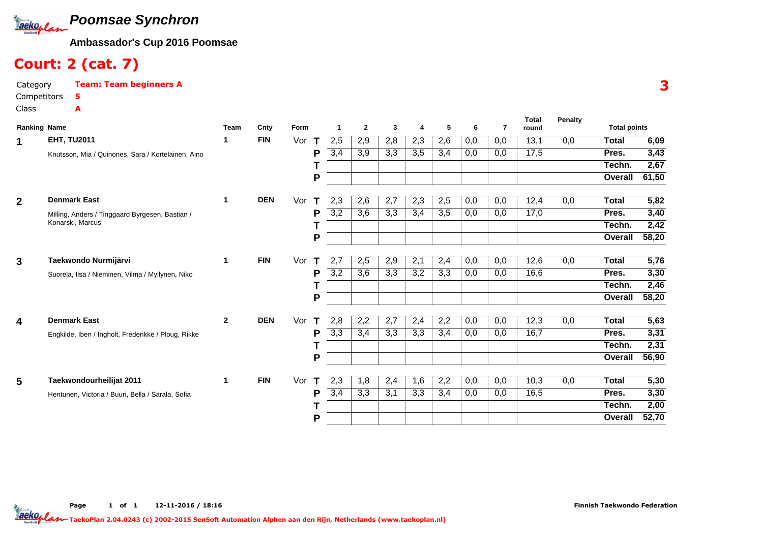# Poomsae Synchron

**Ambassador's Cup 2016 Poomsae**

## Court: 2 (cat. 7)

Category **Team: Team beginners A**

Competitors **5**

Class **A**

**3**

| Ranking | Name | Team | Cnty | Form | | 1 | 2 | 3 | 4 | 5 | 6 | 7 | Total round | Penalty | Total points | |
|---|---|---|---|---|---|---|---|---|---|---|---|---|---|---|---|---|
| 1 | **EHT, TU2011** | 1 | **FIN** | Vor | **T** | 2,5 | 2,9 | 2,8 | 2,3 | 2,6 | 0,0 | 0,0 | 13,1 | 0,0 | **Total** | **6,09** |
| | Knutsson, Mia / Quinones, Sara / Kortelainen, Aino | | | | **P** | 3,4 | 3,9 | 3,3 | 3,5 | 3,4 | 0,0 | 0,0 | 17,5 | | **Pres.** | **3,43** |
| | | | | | **T** | | | | | | | | | | **Techn.** | **2,67** |
| | | | | | **P** | | | | | | | | | | **Overall** | **61,50** |
| 2 | **Denmark East** | 1 | **DEN** | Vor | **T** | 2,3 | 2,6 | 2,7 | 2,3 | 2,5 | 0,0 | 0,0 | 12,4 | 0,0 | **Total** | **5,82** |
| | Milling, Anders / Tinggaard Byrgesen, Bastian / Konarski, Marcus | | | | **P** | 3,2 | 3,6 | 3,3 | 3,4 | 3,5 | 0,0 | 0,0 | 17,0 | | **Pres.** | **3,40** |
| | | | | | **T** | | | | | | | | | | **Techn.** | **2,42** |
| | | | | | **P** | | | | | | | | | | **Overall** | **58,20** |
| 3 | **Taekwondo Nurmijärvi** | 1 | **FIN** | Vor | **T** | 2,7 | 2,5 | 2,9 | 2,1 | 2,4 | 0,0 | 0,0 | 12,6 | 0,0 | **Total** | **5,76** |
| | Suorela, Iisa / Nieminen, Vilma / Myllynen, Niko | | | | **P** | 3,2 | 3,6 | 3,3 | 3,2 | 3,3 | 0,0 | 0,0 | 16,6 | | **Pres.** | **3,30** |
| | | | | | **T** | | | | | | | | | | **Techn.** | **2,46** |
| | | | | | **P** | | | | | | | | | | **Overall** | **58,20** |
| 4 | **Denmark East** | 2 | **DEN** | Vor | **T** | 2,8 | 2,2 | 2,7 | 2,4 | 2,2 | 0,0 | 0,0 | 12,3 | 0,0 | **Total** | **5,63** |
| | Engkilde, Iben / Ingholt, Frederikke / Ploug, Rikke | | | | **P** | 3,3 | 3,4 | 3,3 | 3,3 | 3,4 | 0,0 | 0,0 | 16,7 | | **Pres.** | **3,31** |
| | | | | | **T** | | | | | | | | | | **Techn.** | **2,31** |
| | | | | | **P** | | | | | | | | | | **Overall** | **56,90** |
| 5 | **Taekwondourheilijat 2011** | 1 | **FIN** | Vor | **T** | 2,3 | 1,8 | 2,4 | 1,6 | 2,2 | 0,0 | 0,0 | 10,3 | 0,0 | **Total** | **5,30** |
| | Hentunen, Victoria / Buuri, Bella / Sarala, Sofia | | | | **P** | 3,4 | 3,3 | 3,1 | 3,3 | 3,4 | 0,0 | 0,0 | 16,5 | | **Pres.** | **3,30** |
| | | | | | **T** | | | | | | | | | | **Techn.** | **2,00** |
| | | | | | **P** | | | | | | | | | | **Overall** | **52,70** |

12-11-2016 / 18:16

Finnish Taekwondo Federation

TaekoPlan 2.04.0243 (c) 2002-2015 SenSoft Automation Alphen aan den Rijn, Netherlands (www.taekoplan.nl)